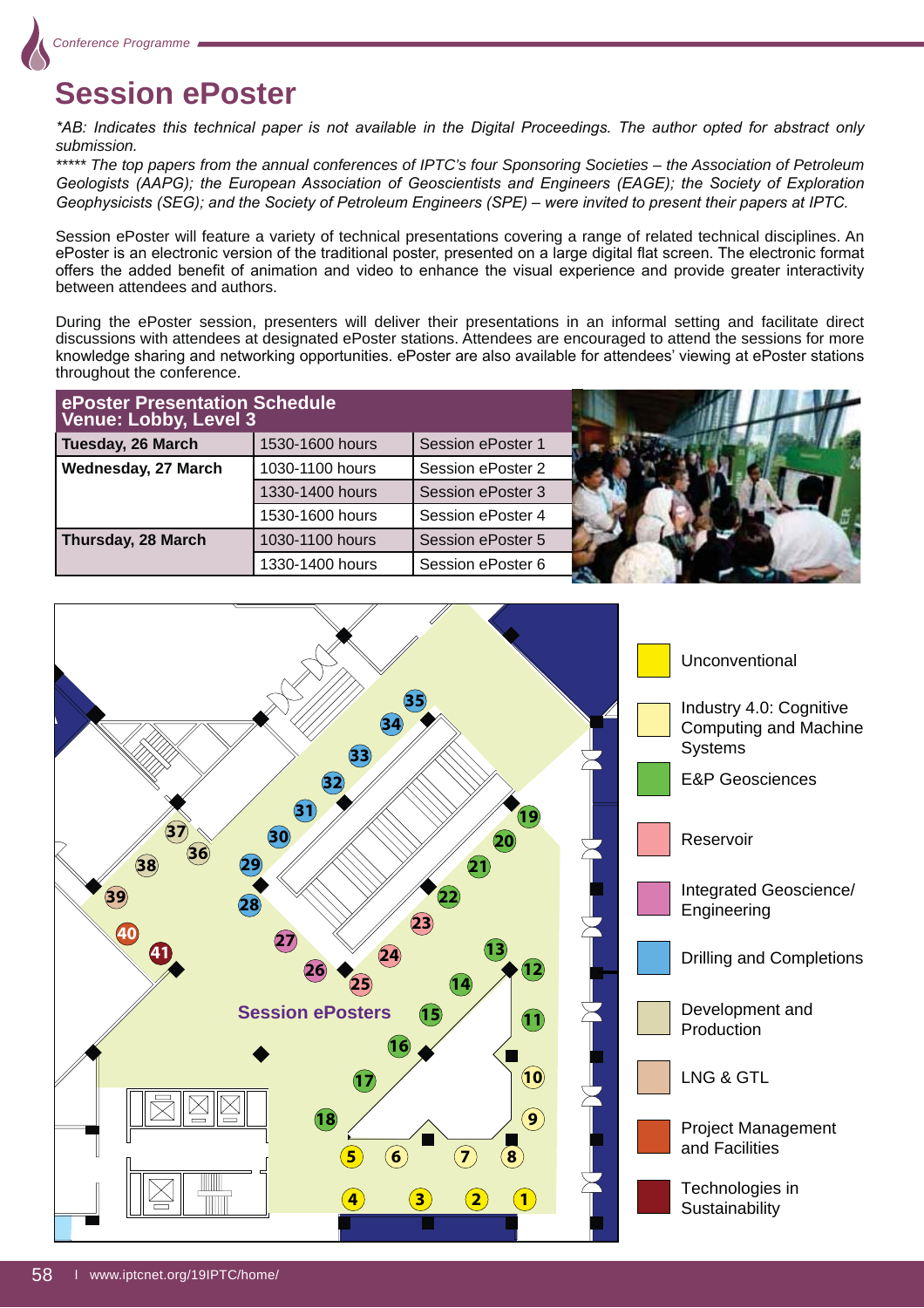# Session ePoster

*\*AB: Indicates this technical paper is not available in the Digital Proceedings. The author opted for abstract only submission.*

*\*\*\*\*\* The top papers from the annual conferences of IPTC's four Sponsoring Societies – the Association of Petroleum Geologists (AAPG); the European Association of Geoscientists and Engineers (EAGE); the Society of Exploration Geophysicists (SEG); and the Society of Petroleum Engineers (SPE) – were invited to present their papers at IPTC.*

Session ePoster will feature a variety of technical presentations covering a range of related technical disciplines. An ePoster is an electronic version of the traditional poster, presented on a large digital flat screen. The electronic format offers the added benefit of animation and video to enhance the visual experience and provide greater interactivity between attendees and authors.

During the ePoster session, presenters will deliver their presentations in an informal setting and facilitate direct discussions with attendees at designated ePoster stations. Attendees are encouraged to attend the sessions for more knowledge sharing and networking opportunities. ePoster are also available for attendees' viewing at ePoster stations throughout the conference.

**ePoster Presentation Schedule**
**Venue: Lobby, Level 3**

| Day | Time | Session |
|---|---|---|
| **Tuesday, 26 March** | 1530-1600 hours | Session ePoster 1 |
| **Wednesday, 27 March** | 1030-1100 hours | Session ePoster 2 |
| | 1330-1400 hours | Session ePoster 3 |
| | 1530-1600 hours | Session ePoster 4 |
| **Thursday, 28 March** | 1030-1100 hours | Session ePoster 5 |
| | 1330-1400 hours | Session ePoster 6 |

**Session ePosters**

- Unconventional
- Industry 4.0: Cognitive Computing and Machine Systems
- E&P Geosciences
- Reservoir
- Integrated Geoscience/ Engineering
- Drilling and Completions
- Development and Production
- LNG & GTL
- Project Management and Facilities
- Technologies in Sustainability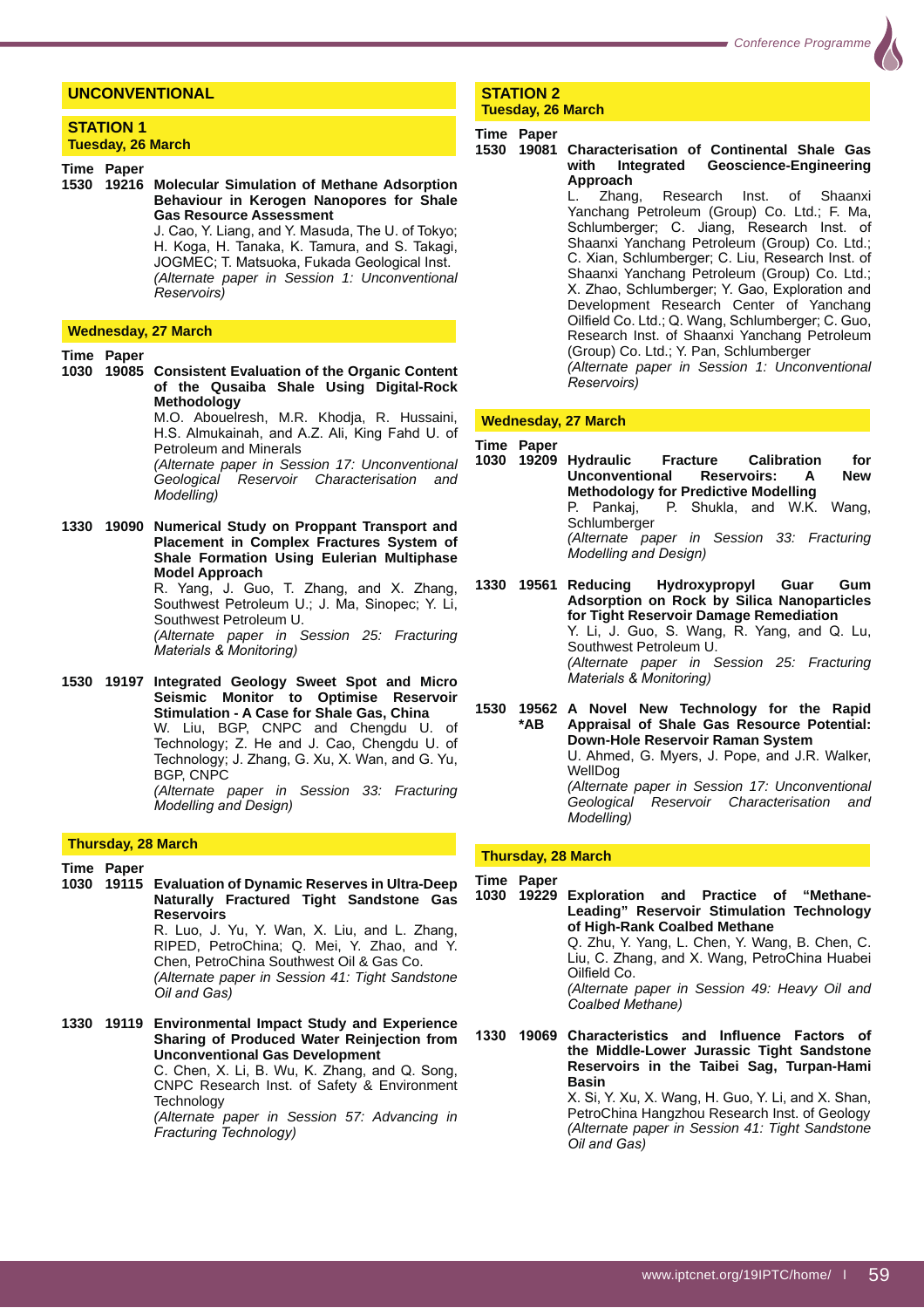## UNCONVENTIONAL

### STATION 1
**Tuesday, 26 March**

**Time Paper**

**1530 19216 Molecular Simulation of Methane Adsorption Behaviour in Kerogen Nanopores for Shale Gas Resource Assessment**
J. Cao, Y. Liang, and Y. Masuda, The U. of Tokyo; H. Koga, H. Tanaka, K. Tamura, and S. Takagi, JOGMEC; T. Matsuoka, Fukada Geological Inst.
*(Alternate paper in Session 1: Unconventional Reservoirs)*

**Wednesday, 27 March**

**Time Paper**

**1030 19085 Consistent Evaluation of the Organic Content of the Qusaiba Shale Using Digital-Rock Methodology**
M.O. Abouelresh, M.R. Khodja, R. Hussaini, H.S. Almukainah, and A.Z. Ali, King Fahd U. of Petroleum and Minerals
*(Alternate paper in Session 17: Unconventional Geological Reservoir Characterisation and Modelling)*

**1330 19090 Numerical Study on Proppant Transport and Placement in Complex Fractures System of Shale Formation Using Eulerian Multiphase Model Approach**
R. Yang, J. Guo, T. Zhang, and X. Zhang, Southwest Petroleum U.; J. Ma, Sinopec; Y. Li, Southwest Petroleum U.
*(Alternate paper in Session 25: Fracturing Materials & Monitoring)*

**1530 19197 Integrated Geology Sweet Spot and Micro Seismic Monitor to Optimise Reservoir Stimulation - A Case for Shale Gas, China**
W. Liu, BGP, CNPC and Chengdu U. of Technology; Z. He and J. Cao, Chengdu U. of Technology; J. Zhang, G. Xu, X. Wan, and G. Yu, BGP, CNPC
*(Alternate paper in Session 33: Fracturing Modelling and Design)*

**Thursday, 28 March**

**Time Paper**

**1030 19115 Evaluation of Dynamic Reserves in Ultra-Deep Naturally Fractured Tight Sandstone Gas Reservoirs**
R. Luo, J. Yu, Y. Wan, X. Liu, and L. Zhang, RIPED, PetroChina; Q. Mei, Y. Zhao, and Y. Chen, PetroChina Southwest Oil & Gas Co.
*(Alternate paper in Session 41: Tight Sandstone Oil and Gas)*

**1330 19119 Environmental Impact Study and Experience Sharing of Produced Water Reinjection from Unconventional Gas Development**
C. Chen, X. Li, B. Wu, K. Zhang, and Q. Song, CNPC Research Inst. of Safety & Environment Technology
*(Alternate paper in Session 57: Advancing in Fracturing Technology)*

### STATION 2
**Tuesday, 26 March**

**Time Paper**

**1530 19081 Characterisation of Continental Shale Gas with Integrated Geoscience-Engineering Approach**
L. Zhang, Research Inst. of Shaanxi Yanchang Petroleum (Group) Co. Ltd.; F. Ma, Schlumberger; C. Jiang, Research Inst. of Shaanxi Yanchang Petroleum (Group) Co. Ltd.; C. Xian, Schlumberger; C. Liu, Research Inst. of Shaanxi Yanchang Petroleum (Group) Co. Ltd.; X. Zhao, Schlumberger; Y. Gao, Exploration and Development Research Center of Yanchang Oilfield Co. Ltd.; Q. Wang, Schlumberger; C. Guo, Research Inst. of Shaanxi Yanchang Petroleum (Group) Co. Ltd.; Y. Pan, Schlumberger
*(Alternate paper in Session 1: Unconventional Reservoirs)*

**Wednesday, 27 March**

**Time Paper**

**1030 19209 Hydraulic Fracture Calibration for Unconventional Reservoirs: A New Methodology for Predictive Modelling**
P. Pankaj, P. Shukla, and W.K. Wang, Schlumberger
*(Alternate paper in Session 33: Fracturing Modelling and Design)*

**1330 19561 Reducing Hydroxypropyl Guar Gum Adsorption on Rock by Silica Nanoparticles for Tight Reservoir Damage Remediation**
Y. Li, J. Guo, S. Wang, R. Yang, and Q. Lu, Southwest Petroleum U.
*(Alternate paper in Session 25: Fracturing Materials & Monitoring)*

**1530 19562 *AB A Novel New Technology for the Rapid Appraisal of Shale Gas Resource Potential: Down-Hole Reservoir Raman System**
U. Ahmed, G. Myers, J. Pope, and J.R. Walker, WellDog
*(Alternate paper in Session 17: Unconventional Geological Reservoir Characterisation and Modelling)*

**Thursday, 28 March**

**Time Paper**

**1030 19229 Exploration and Practice of "Methane-Leading" Reservoir Stimulation Technology of High-Rank Coalbed Methane**
Q. Zhu, Y. Yang, L. Chen, Y. Wang, B. Chen, C. Liu, C. Zhang, and X. Wang, PetroChina Huabei Oilfield Co.
*(Alternate paper in Session 49: Heavy Oil and Coalbed Methane)*

**1330 19069 Characteristics and Influence Factors of the Middle-Lower Jurassic Tight Sandstone Reservoirs in the Taibei Sag, Turpan-Hami Basin**
X. Si, Y. Xu, X. Wang, H. Guo, Y. Li, and X. Shan, PetroChina Hangzhou Research Inst. of Geology
*(Alternate paper in Session 41: Tight Sandstone Oil and Gas)*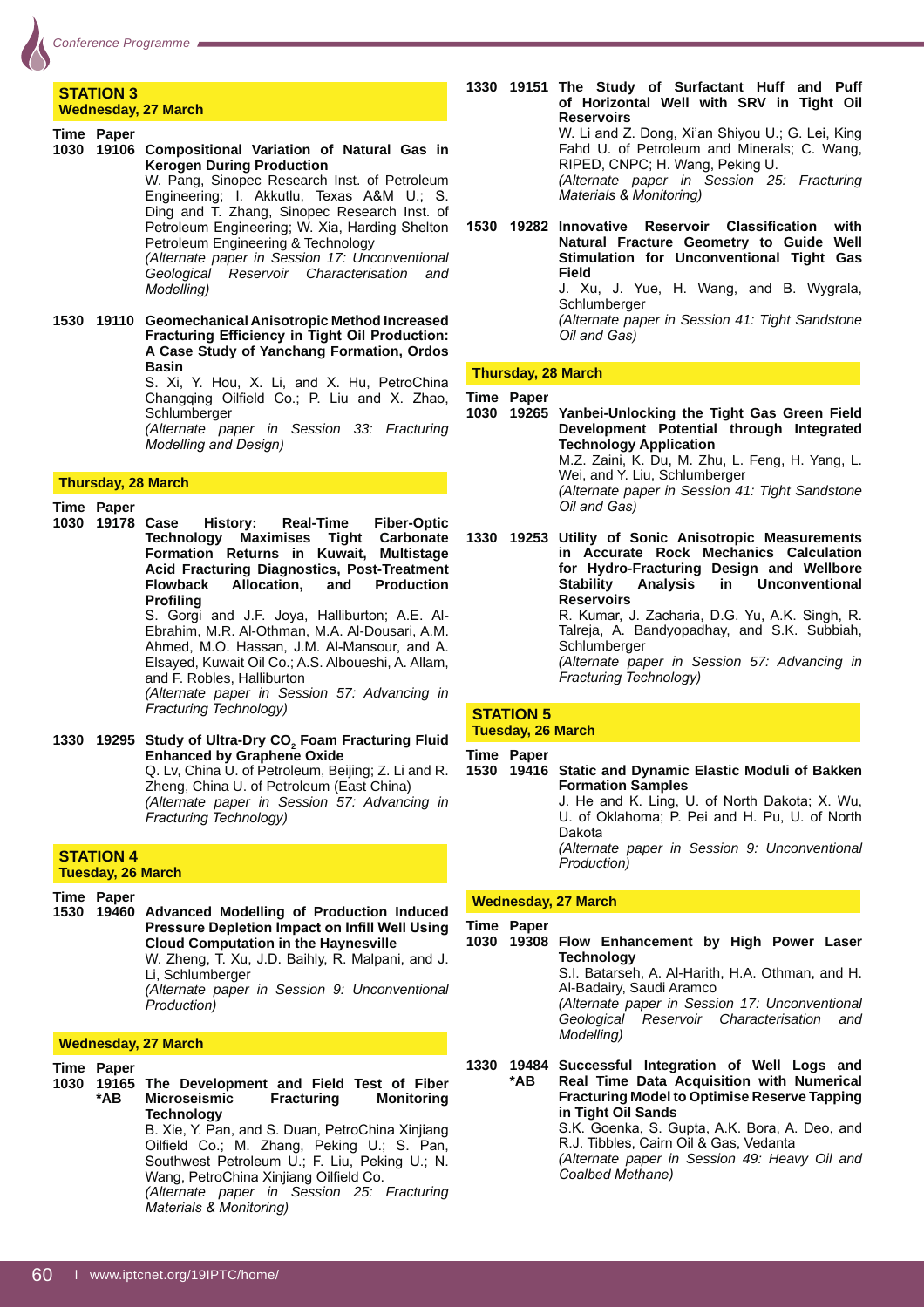## STATION 3
**Wednesday, 27 March**

**Time Paper**

**1030 19106 Compositional Variation of Natural Gas in Kerogen During Production**
W. Pang, Sinopec Research Inst. of Petroleum Engineering; I. Akkutlu, Texas A&M U.; S. Ding and T. Zhang, Sinopec Research Inst. of Petroleum Engineering; W. Xia, Harding Shelton Petroleum Engineering & Technology
*(Alternate paper in Session 17: Unconventional Geological Reservoir Characterisation and Modelling)*

**1530 19110 Geomechanical Anisotropic Method Increased Fracturing Efficiency in Tight Oil Production: A Case Study of Yanchang Formation, Ordos Basin**
S. Xi, Y. Hou, X. Li, and X. Hu, PetroChina Changqing Oilfield Co.; P. Liu and X. Zhao, Schlumberger
*(Alternate paper in Session 33: Fracturing Modelling and Design)*

**Thursday, 28 March**

**Time Paper**

**1030 19178 Case History: Real-Time Fiber-Optic Technology Maximises Tight Carbonate Formation Returns in Kuwait, Multistage Acid Fracturing Diagnostics, Post-Treatment Flowback Allocation, and Production Profiling**
S. Gorgi and J.F. Joya, Halliburton; A.E. Al-Ebrahim, M.R. Al-Othman, M.A. Al-Dousari, A.M. Ahmed, M.O. Hassan, J.M. Al-Mansour, and A. Elsayed, Kuwait Oil Co.; A.S. Alboueshi, A. Allam, and F. Robles, Halliburton
*(Alternate paper in Session 57: Advancing in Fracturing Technology)*

**1330 19295 Study of Ultra-Dry $CO_2$ Foam Fracturing Fluid Enhanced by Graphene Oxide**
Q. Lv, China U. of Petroleum, Beijing; Z. Li and R. Zheng, China U. of Petroleum (East China)
*(Alternate paper in Session 57: Advancing in Fracturing Technology)*

## STATION 4
**Tuesday, 26 March**

**Time Paper**

**1530 19460 Advanced Modelling of Production Induced Pressure Depletion Impact on Infill Well Using Cloud Computation in the Haynesville**
W. Zheng, T. Xu, J.D. Baihly, R. Malpani, and J. Li, Schlumberger
*(Alternate paper in Session 9: Unconventional Production)*

**Wednesday, 27 March**

**Time Paper**

**1030 19165 *AB The Development and Field Test of Fiber Microseismic Fracturing Monitoring Technology**
B. Xie, Y. Pan, and S. Duan, PetroChina Xinjiang Oilfield Co.; M. Zhang, Peking U.; S. Pan, Southwest Petroleum U.; F. Liu, Peking U.; N. Wang, PetroChina Xinjiang Oilfield Co.
*(Alternate paper in Session 25: Fracturing Materials & Monitoring)*

**1330 19151 The Study of Surfactant Huff and Puff of Horizontal Well with SRV in Tight Oil Reservoirs**
W. Li and Z. Dong, Xi'an Shiyou U.; G. Lei, King Fahd U. of Petroleum and Minerals; C. Wang, RIPED, CNPC; H. Wang, Peking U.
*(Alternate paper in Session 25: Fracturing Materials & Monitoring)*

**1530 19282 Innovative Reservoir Classification with Natural Fracture Geometry to Guide Well Stimulation for Unconventional Tight Gas Field**
J. Xu, J. Yue, H. Wang, and B. Wygrala, Schlumberger
*(Alternate paper in Session 41: Tight Sandstone Oil and Gas)*

**Thursday, 28 March**

**Time Paper**

**1030 19265 Yanbei-Unlocking the Tight Gas Green Field Development Potential through Integrated Technology Application**
M.Z. Zaini, K. Du, M. Zhu, L. Feng, H. Yang, L. Wei, and Y. Liu, Schlumberger
*(Alternate paper in Session 41: Tight Sandstone Oil and Gas)*

**1330 19253 Utility of Sonic Anisotropic Measurements in Accurate Rock Mechanics Calculation for Hydro-Fracturing Design and Wellbore Stability Analysis in Unconventional Reservoirs**
R. Kumar, J. Zacharia, D.G. Yu, A.K. Singh, R. Talreja, A. Bandyopadhay, and S.K. Subbiah, Schlumberger
*(Alternate paper in Session 57: Advancing in Fracturing Technology)*

## STATION 5
**Tuesday, 26 March**

**Time Paper**

**1530 19416 Static and Dynamic Elastic Moduli of Bakken Formation Samples**
J. He and K. Ling, U. of North Dakota; X. Wu, U. of Oklahoma; P. Pei and H. Pu, U. of North Dakota
*(Alternate paper in Session 9: Unconventional Production)*

**Wednesday, 27 March**

**Time Paper**

**1030 19308 Flow Enhancement by High Power Laser Technology**
S.I. Batarseh, A. Al-Harith, H.A. Othman, and H. Al-Badairy, Saudi Aramco
*(Alternate paper in Session 17: Unconventional Geological Reservoir Characterisation and Modelling)*

**1330 19484 *AB Successful Integration of Well Logs and Real Time Data Acquisition with Numerical Fracturing Model to Optimise Reserve Tapping in Tight Oil Sands**
S.K. Goenka, S. Gupta, A.K. Bora, A. Deo, and R.J. Tibbles, Cairn Oil & Gas, Vedanta
*(Alternate paper in Session 49: Heavy Oil and Coalbed Methane)*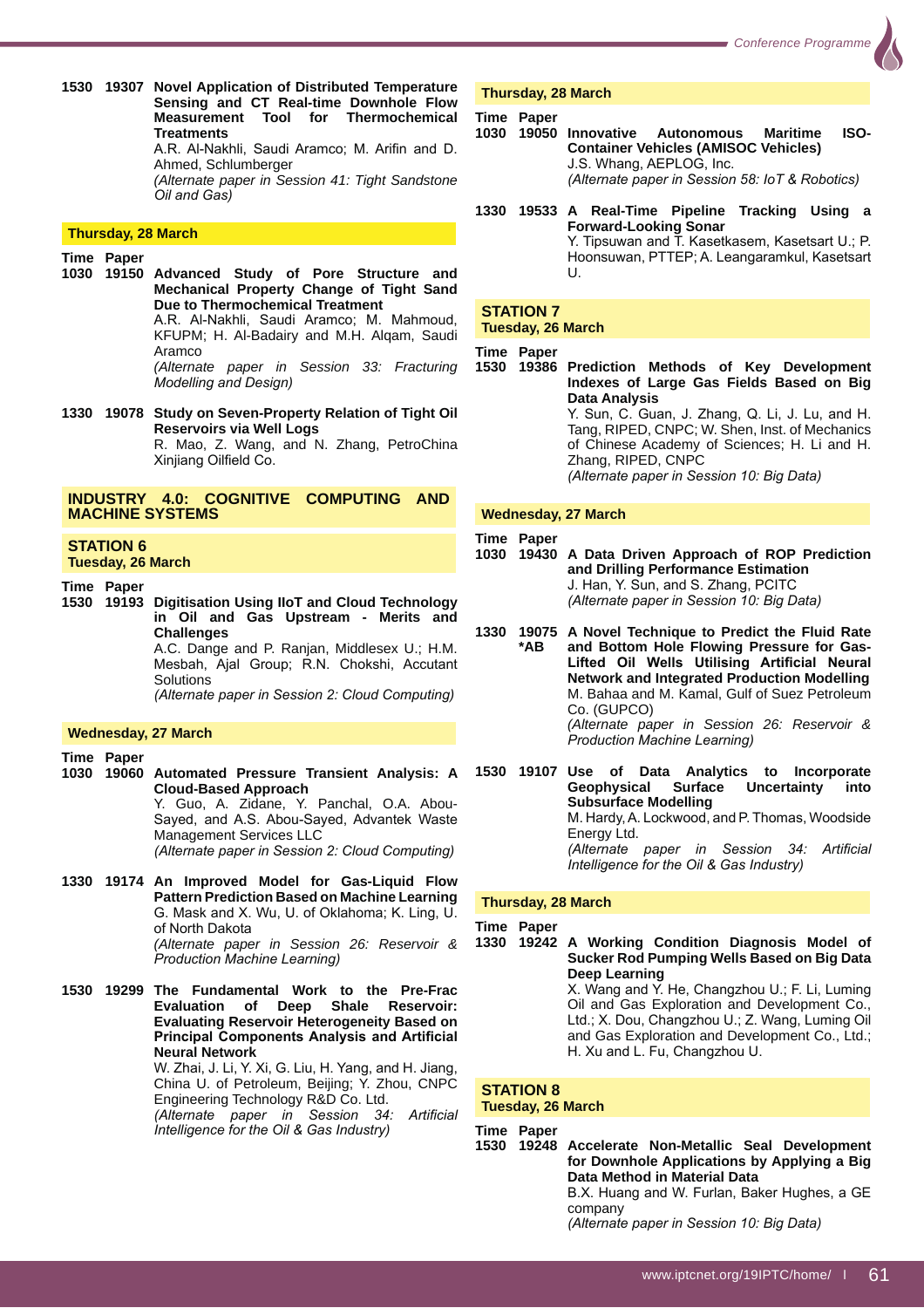**1530 19307 Novel Application of Distributed Temperature Sensing and CT Real-time Downhole Flow Measurement Tool for Thermochemical Treatments**
A.R. Al-Nakhli, Saudi Aramco; M. Arifin and D. Ahmed, Schlumberger
*(Alternate paper in Session 41: Tight Sandstone Oil and Gas)*

**Thursday, 28 March**

**Time Paper**

**1030 19150 Advanced Study of Pore Structure and Mechanical Property Change of Tight Sand Due to Thermochemical Treatment**
A.R. Al-Nakhli, Saudi Aramco; M. Mahmoud, KFUPM; H. Al-Badairy and M.H. Alqam, Saudi Aramco
*(Alternate paper in Session 33: Fracturing Modelling and Design)*

**1330 19078 Study on Seven-Property Relation of Tight Oil Reservoirs via Well Logs**
R. Mao, Z. Wang, and N. Zhang, PetroChina Xinjiang Oilfield Co.

## INDUSTRY 4.0: COGNITIVE COMPUTING AND MACHINE SYSTEMS

### STATION 6

**Tuesday, 26 March**

**Time Paper**

**1530 19193 Digitisation Using IIoT and Cloud Technology in Oil and Gas Upstream - Merits and Challenges**
A.C. Dange and P. Ranjan, Middlesex U.; H.M. Mesbah, Ajal Group; R.N. Chokshi, Accutant Solutions
*(Alternate paper in Session 2: Cloud Computing)*

**Wednesday, 27 March**

**Time Paper**

**1030 19060 Automated Pressure Transient Analysis: A Cloud-Based Approach**
Y. Guo, A. Zidane, Y. Panchal, O.A. Abou-Sayed, and A.S. Abou-Sayed, Advantek Waste Management Services LLC
*(Alternate paper in Session 2: Cloud Computing)*

**1330 19174 An Improved Model for Gas-Liquid Flow Pattern Prediction Based on Machine Learning**
G. Mask and X. Wu, U. of Oklahoma; K. Ling, U. of North Dakota
*(Alternate paper in Session 26: Reservoir & Production Machine Learning)*

**1530 19299 The Fundamental Work to the Pre-Frac Evaluation of Deep Shale Reservoir: Evaluating Reservoir Heterogeneity Based on Principal Components Analysis and Artificial Neural Network**
W. Zhai, J. Li, Y. Xi, G. Liu, H. Yang, and H. Jiang, China U. of Petroleum, Beijing; Y. Zhou, CNPC Engineering Technology R&D Co. Ltd.
*(Alternate paper in Session 34: Artificial Intelligence for the Oil & Gas Industry)*

**Thursday, 28 March**

**Time Paper**

**1030 19050 Innovative Autonomous Maritime ISO-Container Vehicles (AMISOC Vehicles)**
J.S. Whang, AEPLOG, Inc.
*(Alternate paper in Session 58: IoT & Robotics)*

**1330 19533 A Real-Time Pipeline Tracking Using a Forward-Looking Sonar**
Y. Tipsuwan and T. Kasetkasem, Kasetsart U.; P. Hoonsuwan, PTTEP; A. Leangaramkul, Kasetsart U.

### STATION 7

**Tuesday, 26 March**

**Time Paper**

**1530 19386 Prediction Methods of Key Development Indexes of Large Gas Fields Based on Big Data Analysis**
Y. Sun, C. Guan, J. Zhang, Q. Li, J. Lu, and H. Tang, RIPED, CNPC; W. Shen, Inst. of Mechanics of Chinese Academy of Sciences; H. Li and H. Zhang, RIPED, CNPC
*(Alternate paper in Session 10: Big Data)*

**Wednesday, 27 March**

**Time Paper**

**1030 19430 A Data Driven Approach of ROP Prediction and Drilling Performance Estimation**
J. Han, Y. Sun, and S. Zhang, PCITC
*(Alternate paper in Session 10: Big Data)*

**1330 19075 *AB A Novel Technique to Predict the Fluid Rate and Bottom Hole Flowing Pressure for Gas-Lifted Oil Wells Utilising Artificial Neural Network and Integrated Production Modelling**
M. Bahaa and M. Kamal, Gulf of Suez Petroleum Co. (GUPCO)
*(Alternate paper in Session 26: Reservoir & Production Machine Learning)*

**1530 19107 Use of Data Analytics to Incorporate Geophysical Surface Uncertainty into Subsurface Modelling**
M. Hardy, A. Lockwood, and P. Thomas, Woodside Energy Ltd.
*(Alternate paper in Session 34: Artificial Intelligence for the Oil & Gas Industry)*

**Thursday, 28 March**

**Time Paper**

**1330 19242 A Working Condition Diagnosis Model of Sucker Rod Pumping Wells Based on Big Data Deep Learning**
X. Wang and Y. He, Changzhou U.; F. Li, Luming Oil and Gas Exploration and Development Co., Ltd.; X. Dou, Changzhou U.; Z. Wang, Luming Oil and Gas Exploration and Development Co., Ltd.; H. Xu and L. Fu, Changzhou U.

### STATION 8

**Tuesday, 26 March**

**Time Paper**

**1530 19248 Accelerate Non-Metallic Seal Development for Downhole Applications by Applying a Big Data Method in Material Data**
B.X. Huang and W. Furlan, Baker Hughes, a GE company
*(Alternate paper in Session 10: Big Data)*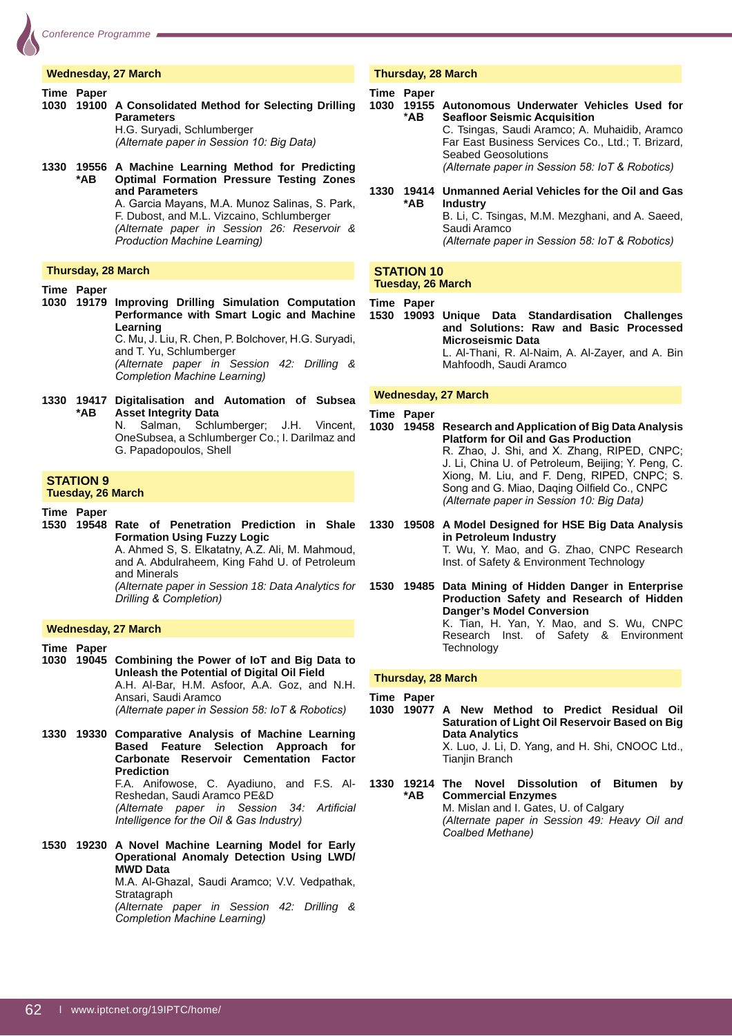### Wednesday, 27 March

| Time | Paper | |
|---|---|---|
| 1030 | 19100 | **A Consolidated Method for Selecting Drilling Parameters**<br>H.G. Suryadi, Schlumberger<br>*(Alternate paper in Session 10: Big Data)* |
| 1330 | 19556 *AB | **A Machine Learning Method for Predicting Optimal Formation Pressure Testing Zones and Parameters**<br>A. Garcia Mayans, M.A. Munoz Salinas, S. Park, F. Dubost, and M.L. Vizcaino, Schlumberger<br>*(Alternate paper in Session 26: Reservoir & Production Machine Learning)* |

### Thursday, 28 March

| Time | Paper | |
|---|---|---|
| 1030 | 19179 | **Improving Drilling Simulation Computation Performance with Smart Logic and Machine Learning**<br>C. Mu, J. Liu, R. Chen, P. Bolchover, H.G. Suryadi, and T. Yu, Schlumberger<br>*(Alternate paper in Session 42: Drilling & Completion Machine Learning)* |
| 1330 | 19417 *AB | **Digitalisation and Automation of Subsea Asset Integrity Data**<br>N. Salman, Schlumberger; J.H. Vincent, OneSubsea, a Schlumberger Co.; I. Darilmaz and G. Papadopoulos, Shell |

## STATION 9

### Tuesday, 26 March

| Time | Paper | |
|---|---|---|
| 1530 | 19548 | **Rate of Penetration Prediction in Shale Formation Using Fuzzy Logic**<br>A. Ahmed S, S. Elkatatny, A.Z. Ali, M. Mahmoud, and A. Abdulraheem, King Fahd U. of Petroleum and Minerals<br>*(Alternate paper in Session 18: Data Analytics for Drilling & Completion)* |

### Wednesday, 27 March

| Time | Paper | |
|---|---|---|
| 1030 | 19045 | **Combining the Power of IoT and Big Data to Unleash the Potential of Digital Oil Field**<br>A.H. Al-Bar, H.M. Asfoor, A.A. Goz, and N.H. Ansari, Saudi Aramco<br>*(Alternate paper in Session 58: IoT & Robotics)* |
| 1330 | 19330 | **Comparative Analysis of Machine Learning Based Feature Selection Approach for Carbonate Reservoir Cementation Factor Prediction**<br>F.A. Anifowose, C. Ayadiuno, and F.S. Al-Reshedan, Saudi Aramco PE&D<br>*(Alternate paper in Session 34: Artificial Intelligence for the Oil & Gas Industry)* |
| 1530 | 19230 | **A Novel Machine Learning Model for Early Operational Anomaly Detection Using LWD/MWD Data**<br>M.A. Al-Ghazal, Saudi Aramco; V.V. Vedpathak, Stratagraph<br>*(Alternate paper in Session 42: Drilling & Completion Machine Learning)* |

### Thursday, 28 March

| Time | Paper | |
|---|---|---|
| 1030 | 19155 *AB | **Autonomous Underwater Vehicles Used for Seafloor Seismic Acquisition**<br>C. Tsingas, Saudi Aramco; A. Muhaidib, Aramco Far East Business Services Co., Ltd.; T. Brizard, Seabed Geosolutions<br>*(Alternate paper in Session 58: IoT & Robotics)* |
| 1330 | 19414 *AB | **Unmanned Aerial Vehicles for the Oil and Gas Industry**<br>B. Li, C. Tsingas, M.M. Mezghani, and A. Saeed, Saudi Aramco<br>*(Alternate paper in Session 58: IoT & Robotics)* |

## STATION 10

### Tuesday, 26 March

| Time | Paper | |
|---|---|---|
| 1530 | 19093 | **Unique Data Standardisation Challenges and Solutions: Raw and Basic Processed Microseismic Data**<br>L. Al-Thani, R. Al-Naim, A. Al-Zayer, and A. Bin Mahfoodh, Saudi Aramco |

### Wednesday, 27 March

| Time | Paper | |
|---|---|---|
| 1030 | 19458 | **Research and Application of Big Data Analysis Platform for Oil and Gas Production**<br>R. Zhao, J. Shi, and X. Zhang, RIPED, CNPC; J. Li, China U. of Petroleum, Beijing; Y. Peng, C. Xiong, M. Liu, and F. Deng, RIPED, CNPC; S. Song and G. Miao, Daqing Oilfield Co., CNPC<br>*(Alternate paper in Session 10: Big Data)* |
| 1330 | 19508 | **A Model Designed for HSE Big Data Analysis in Petroleum Industry**<br>T. Wu, Y. Mao, and G. Zhao, CNPC Research Inst. of Safety & Environment Technology |
| 1530 | 19485 | **Data Mining of Hidden Danger in Enterprise Production Safety and Research of Hidden Danger's Model Conversion**<br>K. Tian, H. Yan, Y. Mao, and S. Wu, CNPC Research Inst. of Safety & Environment Technology |

### Thursday, 28 March

| Time | Paper | |
|---|---|---|
| 1030 | 19077 | **A New Method to Predict Residual Oil Saturation of Light Oil Reservoir Based on Big Data Analytics**<br>X. Luo, J. Li, D. Yang, and H. Shi, CNOOC Ltd., Tianjin Branch |
| 1330 | 19214 *AB | **The Novel Dissolution of Bitumen by Commercial Enzymes**<br>M. Mislan and I. Gates, U. of Calgary<br>*(Alternate paper in Session 49: Heavy Oil and Coalbed Methane)* |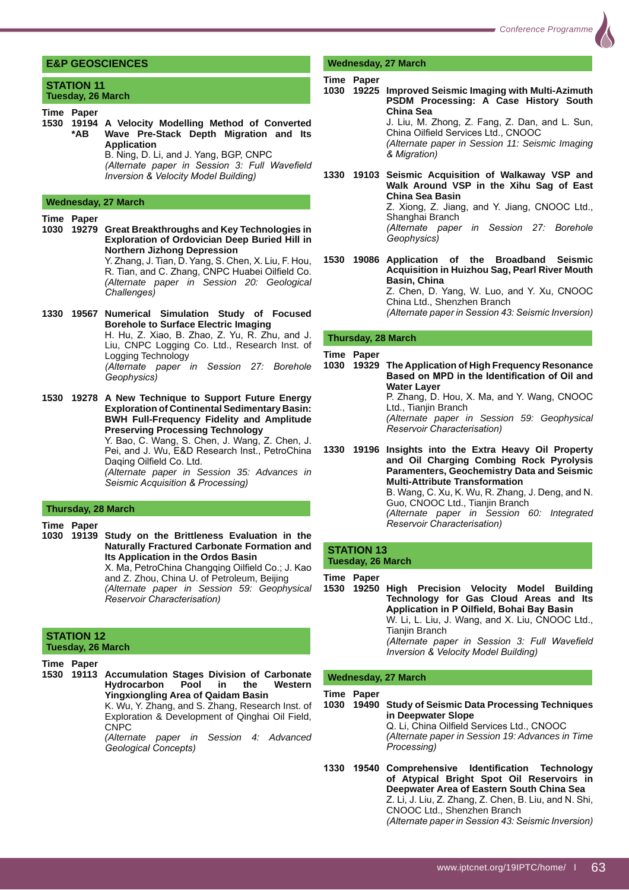## E&P GEOSCIENCES

### STATION 11
**Tuesday, 26 March**

**Time Paper**

**1530 19194 *AB** **A Velocity Modelling Method of Converted Wave Pre-Stack Depth Migration and Its Application**
B. Ning, D. Li, and J. Yang, BGP, CNPC
*(Alternate paper in Session 3: Full Wavefield Inversion & Velocity Model Building)*

**Wednesday, 27 March**

**Time Paper**

**1030 19279** **Great Breakthroughs and Key Technologies in Exploration of Ordovician Deep Buried Hill in Northern Jizhong Depression**
Y. Zhang, J. Tian, D. Yang, S. Chen, X. Liu, F. Hou, R. Tian, and C. Zhang, CNPC Huabei Oilfield Co.
*(Alternate paper in Session 20: Geological Challenges)*

**1330 19567** **Numerical Simulation Study of Focused Borehole to Surface Electric Imaging**
H. Hu, Z. Xiao, B. Zhao, Z. Yu, R. Zhu, and J. Liu, CNPC Logging Co. Ltd., Research Inst. of Logging Technology
*(Alternate paper in Session 27: Borehole Geophysics)*

**1530 19278** **A New Technique to Support Future Energy Exploration of Continental Sedimentary Basin: BWH Full-Frequency Fidelity and Amplitude Preserving Processing Technology**
Y. Bao, C. Wang, S. Chen, J. Wang, Z. Chen, J. Pei, and J. Wu, E&D Research Inst., PetroChina Daqing Oilfield Co. Ltd.
*(Alternate paper in Session 35: Advances in Seismic Acquisition & Processing)*

**Thursday, 28 March**

**Time Paper**

**1030 19139** **Study on the Brittleness Evaluation in the Naturally Fractured Carbonate Formation and Its Application in the Ordos Basin**
X. Ma, PetroChina Changqing Oilfield Co.; J. Kao and Z. Zhou, China U. of Petroleum, Beijing
*(Alternate paper in Session 59: Geophysical Reservoir Characterisation)*

### STATION 12
**Tuesday, 26 March**

**Time Paper**

**1530 19113** **Accumulation Stages Division of Carbonate Hydrocarbon Pool in the Western Yingxiongling Area of Qaidam Basin**
K. Wu, Y. Zhang, and S. Zhang, Research Inst. of Exploration & Development of Qinghai Oil Field, CNPC
*(Alternate paper in Session 4: Advanced Geological Concepts)*

**Wednesday, 27 March**

**Time Paper**

**1030 19225** **Improved Seismic Imaging with Multi-Azimuth PSDM Processing: A Case History South China Sea**
J. Liu, M. Zhong, Z. Fang, Z. Dan, and L. Sun, China Oilfield Services Ltd., CNOOC
*(Alternate paper in Session 11: Seismic Imaging & Migration)*

**1330 19103** **Seismic Acquisition of Walkaway VSP and Walk Around VSP in the Xihu Sag of East China Sea Basin**
Z. Xiong, Z. Jiang, and Y. Jiang, CNOOC Ltd., Shanghai Branch
*(Alternate paper in Session 27: Borehole Geophysics)*

**1530 19086** **Application of the Broadband Seismic Acquisition in Huizhou Sag, Pearl River Mouth Basin, China**
Z. Chen, D. Yang, W. Luo, and Y. Xu, CNOOC China Ltd., Shenzhen Branch
*(Alternate paper in Session 43: Seismic Inversion)*

**Thursday, 28 March**

**Time Paper**

**1030 19329** **The Application of High Frequency Resonance Based on MPD in the Identification of Oil and Water Layer**
P. Zhang, D. Hou, X. Ma, and Y. Wang, CNOOC Ltd., Tianjin Branch
*(Alternate paper in Session 59: Geophysical Reservoir Characterisation)*

**1330 19196** **Insights into the Extra Heavy Oil Property and Oil Charging Combing Rock Pyrolysis Paramenters, Geochemistry Data and Seismic Multi-Attribute Transformation**
B. Wang, C. Xu, K. Wu, R. Zhang, J. Deng, and N. Guo, CNOOC Ltd., Tianjin Branch
*(Alternate paper in Session 60: Integrated Reservoir Characterisation)*

### STATION 13
**Tuesday, 26 March**

**Time Paper**

**1530 19250** **High Precision Velocity Model Building Technology for Gas Cloud Areas and Its Application in P Oilfield, Bohai Bay Basin**
W. Li, L. Liu, J. Wang, and X. Liu, CNOOC Ltd., Tianjin Branch
*(Alternate paper in Session 3: Full Wavefield Inversion & Velocity Model Building)*

**Wednesday, 27 March**

**Time Paper**

**1030 19490** **Study of Seismic Data Processing Techniques in Deepwater Slope**
Q. Li, China Oilfield Services Ltd., CNOOC
*(Alternate paper in Session 19: Advances in Time Processing)*

**1330 19540** **Comprehensive Identification Technology of Atypical Bright Spot Oil Reservoirs in Deepwater Area of Eastern South China Sea**
Z. Li, J. Liu, Z. Zhang, Z. Chen, B. Liu, and N. Shi, CNOOC Ltd., Shenzhen Branch
*(Alternate paper in Session 43: Seismic Inversion)*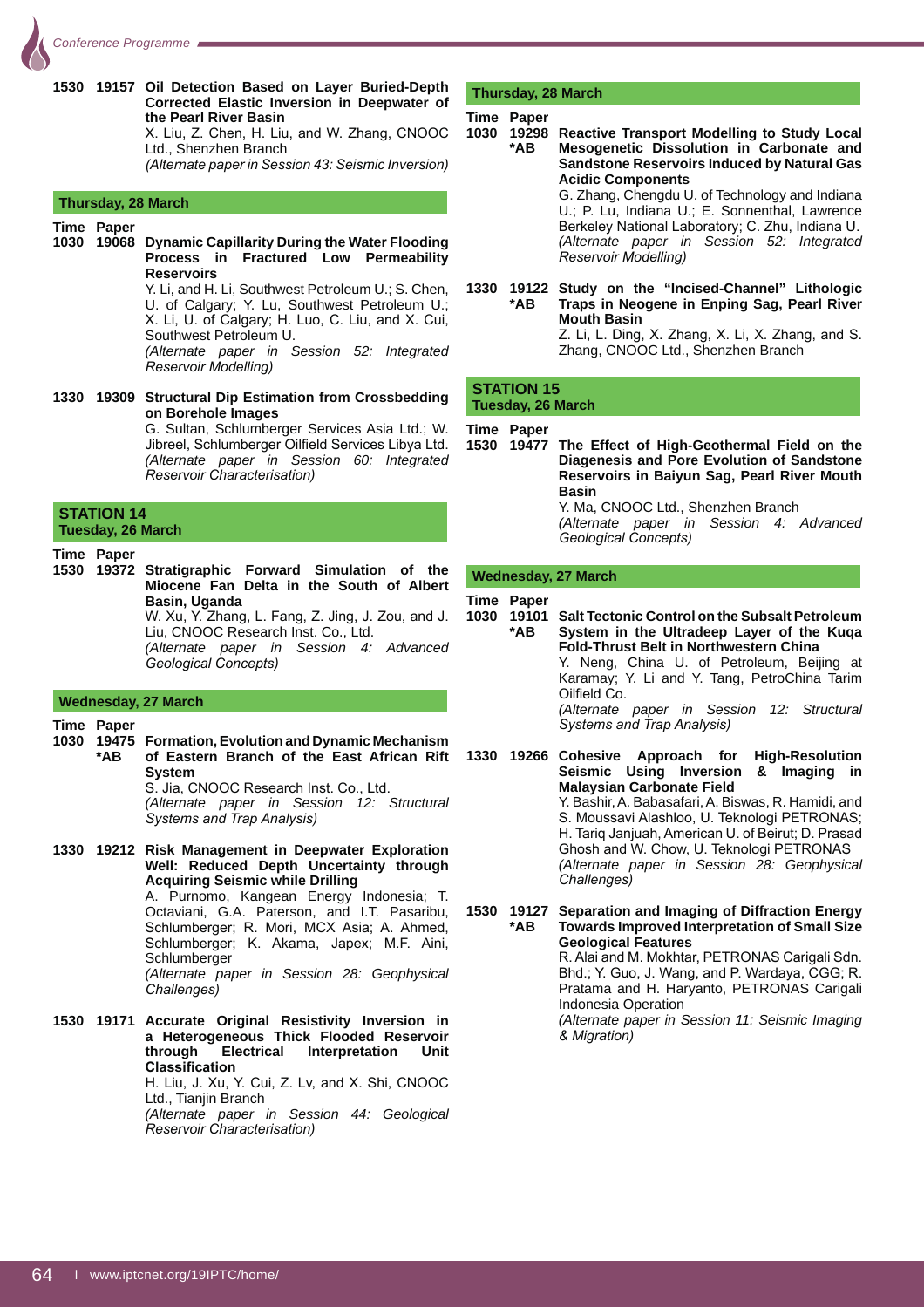**1530 19157 Oil Detection Based on Layer Buried-Depth Corrected Elastic Inversion in Deepwater of the Pearl River Basin**
X. Liu, Z. Chen, H. Liu, and W. Zhang, CNOOC Ltd., Shenzhen Branch
*(Alternate paper in Session 43: Seismic Inversion)*

### Thursday, 28 March

**Time Paper**

**1030 19068 Dynamic Capillarity During the Water Flooding Process in Fractured Low Permeability Reservoirs**
Y. Li, and H. Li, Southwest Petroleum U.; S. Chen, U. of Calgary; Y. Lu, Southwest Petroleum U.; X. Li, U. of Calgary; H. Luo, C. Liu, and X. Cui, Southwest Petroleum U.
*(Alternate paper in Session 52: Integrated Reservoir Modelling)*

**1330 19309 Structural Dip Estimation from Crossbedding on Borehole Images**
G. Sultan, Schlumberger Services Asia Ltd.; W. Jibreel, Schlumberger Oilfield Services Libya Ltd.
*(Alternate paper in Session 60: Integrated Reservoir Characterisation)*

## STATION 14
### Tuesday, 26 March

**Time Paper**

**1530 19372 Stratigraphic Forward Simulation of the Miocene Fan Delta in the South of Albert Basin, Uganda**
W. Xu, Y. Zhang, L. Fang, Z. Jing, J. Zou, and J. Liu, CNOOC Research Inst. Co., Ltd.
*(Alternate paper in Session 4: Advanced Geological Concepts)*

### Wednesday, 27 March

**Time Paper**

**1030 19475 *AB Formation, Evolution and Dynamic Mechanism of Eastern Branch of the East African Rift System**
S. Jia, CNOOC Research Inst. Co., Ltd.
*(Alternate paper in Session 12: Structural Systems and Trap Analysis)*

**1330 19212 Risk Management in Deepwater Exploration Well: Reduced Depth Uncertainty through Acquiring Seismic while Drilling**
A. Purnomo, Kangean Energy Indonesia; T. Octaviani, G.A. Paterson, and I.T. Pasaribu, Schlumberger; R. Mori, MCX Asia; A. Ahmed, Schlumberger; K. Akama, Japex; M.F. Aini, Schlumberger
*(Alternate paper in Session 28: Geophysical Challenges)*

**1530 19171 Accurate Original Resistivity Inversion in a Heterogeneous Thick Flooded Reservoir through Electrical Interpretation Unit Classification**
H. Liu, J. Xu, Y. Cui, Z. Lv, and X. Shi, CNOOC Ltd., Tianjin Branch
*(Alternate paper in Session 44: Geological Reservoir Characterisation)*

### Thursday, 28 March

**Time Paper**

**1030 19298 *AB Reactive Transport Modelling to Study Local Mesogenetic Dissolution in Carbonate and Sandstone Reservoirs Induced by Natural Gas Acidic Components**
G. Zhang, Chengdu U. of Technology and Indiana U.; P. Lu, Indiana U.; E. Sonnenthal, Lawrence Berkeley National Laboratory; C. Zhu, Indiana U.
*(Alternate paper in Session 52: Integrated Reservoir Modelling)*

**1330 19122 *AB Study on the "Incised-Channel" Lithologic Traps in Neogene in Enping Sag, Pearl River Mouth Basin**
Z. Li, L. Ding, X. Zhang, X. Li, X. Zhang, and S. Zhang, CNOOC Ltd., Shenzhen Branch

## STATION 15
### Tuesday, 26 March

**Time Paper**

**1530 19477 The Effect of High-Geothermal Field on the Diagenesis and Pore Evolution of Sandstone Reservoirs in Baiyun Sag, Pearl River Mouth Basin**
Y. Ma, CNOOC Ltd., Shenzhen Branch
*(Alternate paper in Session 4: Advanced Geological Concepts)*

### Wednesday, 27 March

**Time Paper**

**1030 19101 *AB Salt Tectonic Control on the Subsalt Petroleum System in the Ultradeep Layer of the Kuqa Fold-Thrust Belt in Northwestern China**
Y. Neng, China U. of Petroleum, Beijing at Karamay; Y. Li and Y. Tang, PetroChina Tarim Oilfield Co.
*(Alternate paper in Session 12: Structural Systems and Trap Analysis)*

**1330 19266 Cohesive Approach for High-Resolution Seismic Using Inversion & Imaging in Malaysian Carbonate Field**
Y. Bashir, A. Babasafari, A. Biswas, R. Hamidi, and S. Moussavi Alashloo, U. Teknologi PETRONAS; H. Tariq Janjuah, American U. of Beirut; D. Prasad Ghosh and W. Chow, U. Teknologi PETRONAS
*(Alternate paper in Session 28: Geophysical Challenges)*

**1530 19127 *AB Separation and Imaging of Diffraction Energy Towards Improved Interpretation of Small Size Geological Features**
R. Alai and M. Mokhtar, PETRONAS Carigali Sdn. Bhd.; Y. Guo, J. Wang, and P. Wardaya, CGG; R. Pratama and H. Haryanto, PETRONAS Carigali Indonesia Operation
*(Alternate paper in Session 11: Seismic Imaging & Migration)*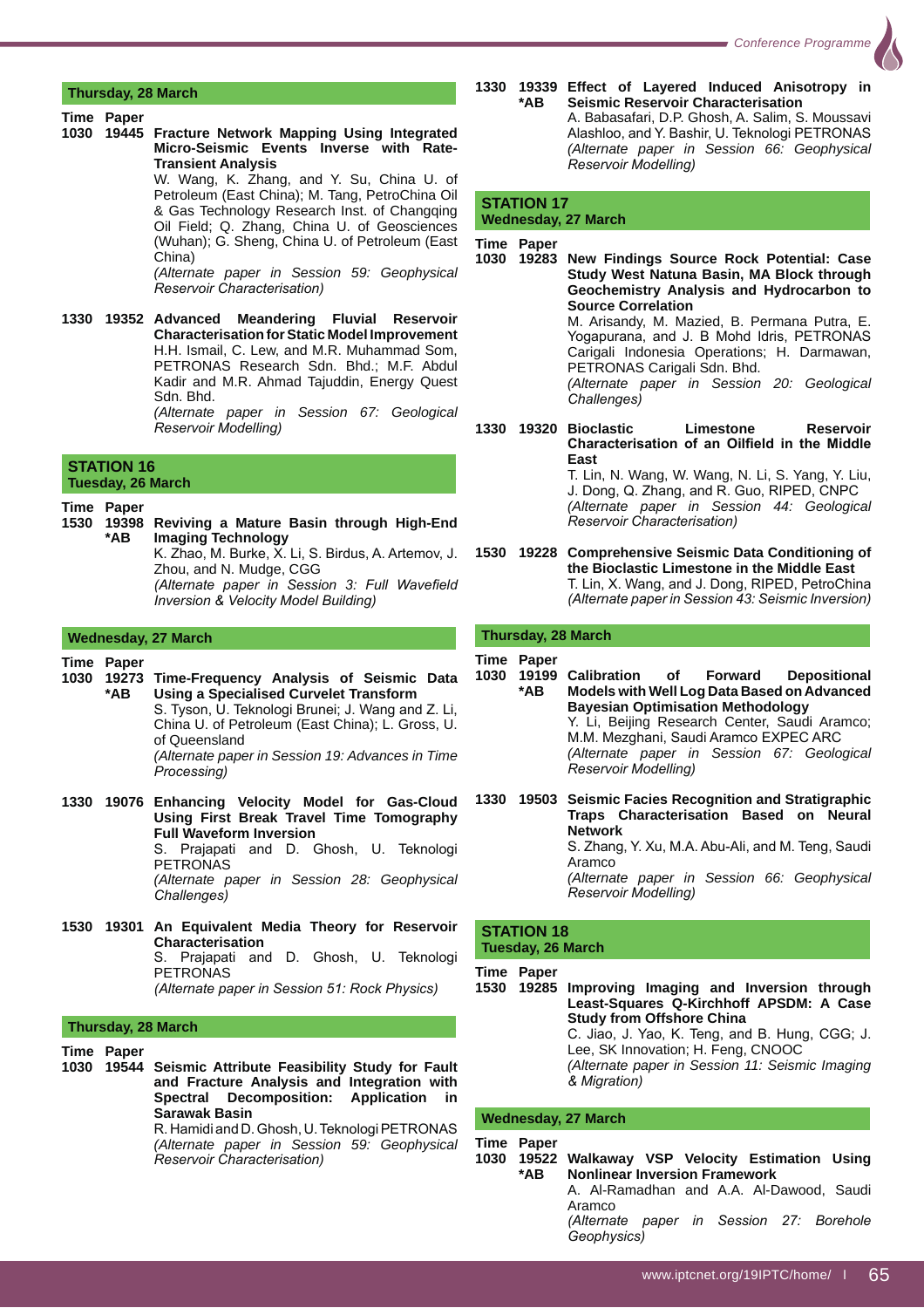## Thursday, 28 March

**Time Paper**

**1030 19445 Fracture Network Mapping Using Integrated Micro-Seismic Events Inverse with Rate-Transient Analysis**
W. Wang, K. Zhang, and Y. Su, China U. of Petroleum (East China); M. Tang, PetroChina Oil & Gas Technology Research Inst. of Changqing Oil Field; Q. Zhang, China U. of Geosciences (Wuhan); G. Sheng, China U. of Petroleum (East China)
*(Alternate paper in Session 59: Geophysical Reservoir Characterisation)*

**1330 19352 Advanced Meandering Fluvial Reservoir Characterisation for Static Model Improvement**
H.H. Ismail, C. Lew, and M.R. Muhammad Som, PETRONAS Research Sdn. Bhd.; M.F. Abdul Kadir and M.R. Ahmad Tajuddin, Energy Quest Sdn. Bhd.
*(Alternate paper in Session 67: Geological Reservoir Modelling)*

## STATION 16
### Tuesday, 26 March

**Time Paper**

**1530 19398 *AB Reviving a Mature Basin through High-End Imaging Technology**
K. Zhao, M. Burke, X. Li, S. Birdus, A. Artemov, J. Zhou, and N. Mudge, CGG
*(Alternate paper in Session 3: Full Wavefield Inversion & Velocity Model Building)*

### Wednesday, 27 March

**Time Paper**

**1030 19273 *AB Time-Frequency Analysis of Seismic Data Using a Specialised Curvelet Transform**
S. Tyson, U. Teknologi Brunei; J. Wang and Z. Li, China U. of Petroleum (East China); L. Gross, U. of Queensland
*(Alternate paper in Session 19: Advances in Time Processing)*

**1330 19076 Enhancing Velocity Model for Gas-Cloud Using First Break Travel Time Tomography Full Waveform Inversion**
S. Prajapati and D. Ghosh, U. Teknologi PETRONAS
*(Alternate paper in Session 28: Geophysical Challenges)*

**1530 19301 An Equivalent Media Theory for Reservoir Characterisation**
S. Prajapati and D. Ghosh, U. Teknologi PETRONAS
*(Alternate paper in Session 51: Rock Physics)*

### Thursday, 28 March

**Time Paper**

**1030 19544 Seismic Attribute Feasibility Study for Fault and Fracture Analysis and Integration with Spectral Decomposition: Application in Sarawak Basin**
R. Hamidi and D. Ghosh, U. Teknologi PETRONAS
*(Alternate paper in Session 59: Geophysical Reservoir Characterisation)*

**1330 19339 *AB Effect of Layered Induced Anisotropy in Seismic Reservoir Characterisation**
A. Babasafari, D.P. Ghosh, A. Salim, S. Moussavi Alashloo, and Y. Bashir, U. Teknologi PETRONAS
*(Alternate paper in Session 66: Geophysical Reservoir Modelling)*

## STATION 17
### Wednesday, 27 March

**Time Paper**

**1030 19283 New Findings Source Rock Potential: Case Study West Natuna Basin, MA Block through Geochemistry Analysis and Hydrocarbon to Source Correlation**
M. Arisandy, M. Mazied, B. Permana Putra, E. Yogapurana, and J. B Mohd Idris, PETRONAS Carigali Indonesia Operations; H. Darmawan, PETRONAS Carigali Sdn. Bhd.
*(Alternate paper in Session 20: Geological Challenges)*

**1330 19320 Bioclastic Limestone Reservoir Characterisation of an Oilfield in the Middle East**
T. Lin, N. Wang, W. Wang, N. Li, S. Yang, Y. Liu, J. Dong, Q. Zhang, and R. Guo, RIPED, CNPC
*(Alternate paper in Session 44: Geological Reservoir Characterisation)*

**1530 19228 Comprehensive Seismic Data Conditioning of the Bioclastic Limestone in the Middle East**
T. Lin, X. Wang, and J. Dong, RIPED, PetroChina
*(Alternate paper in Session 43: Seismic Inversion)*

### Thursday, 28 March

**Time Paper**

**1030 19199 *AB Calibration of Forward Depositional Models with Well Log Data Based on Advanced Bayesian Optimisation Methodology**
Y. Li, Beijing Research Center, Saudi Aramco; M.M. Mezghani, Saudi Aramco EXPEC ARC
*(Alternate paper in Session 67: Geological Reservoir Modelling)*

**1330 19503 Seismic Facies Recognition and Stratigraphic Traps Characterisation Based on Neural Network**
S. Zhang, Y. Xu, M.A. Abu-Ali, and M. Teng, Saudi Aramco
*(Alternate paper in Session 66: Geophysical Reservoir Modelling)*

## STATION 18
### Tuesday, 26 March

**Time Paper**

**1530 19285 Improving Imaging and Inversion through Least-Squares Q-Kirchhoff APSDM: A Case Study from Offshore China**
C. Jiao, J. Yao, K. Teng, and B. Hung, CGG; J. Lee, SK Innovation; H. Feng, CNOOC
*(Alternate paper in Session 11: Seismic Imaging & Migration)*

### Wednesday, 27 March

**Time Paper**

**1030 19522 *AB Walkaway VSP Velocity Estimation Using Nonlinear Inversion Framework**
A. Al-Ramadhan and A.A. Al-Dawood, Saudi Aramco
*(Alternate paper in Session 27: Borehole Geophysics)*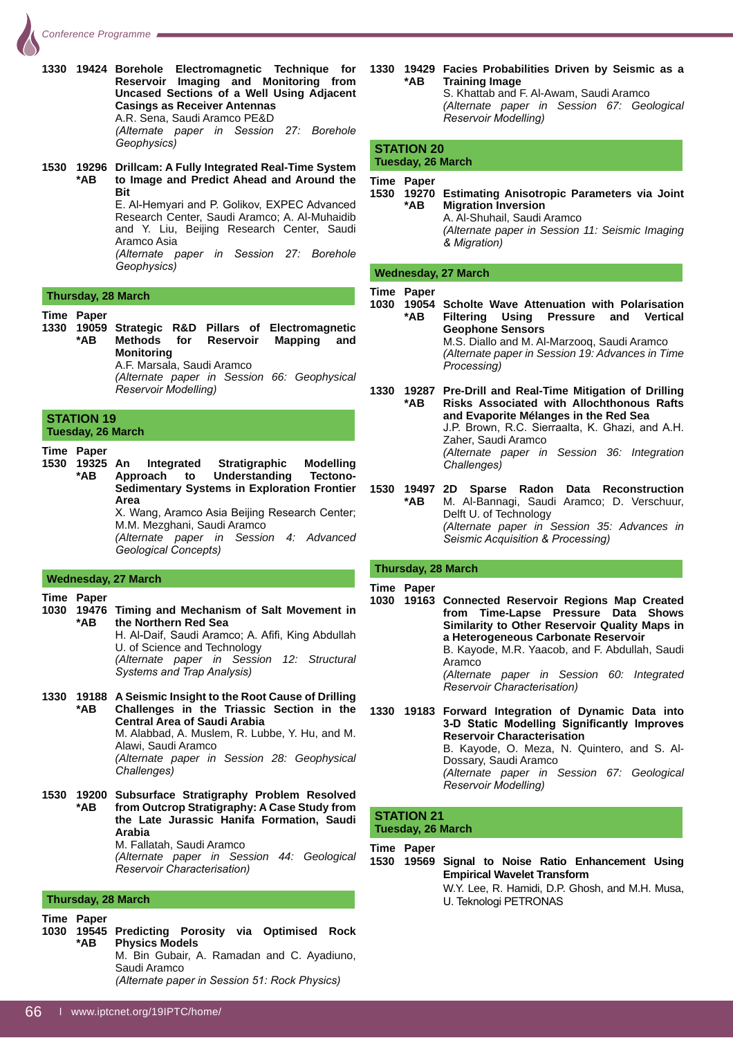**1330 19424** **Borehole Electromagnetic Technique for Reservoir Imaging and Monitoring from Uncased Sections of a Well Using Adjacent Casings as Receiver Antennas**
A.R. Sena, Saudi Aramco PE&D
*(Alternate paper in Session 27: Borehole Geophysics)*

**1530 19296 *AB** **Drillcam: A Fully Integrated Real-Time System to Image and Predict Ahead and Around the Bit**
E. Al-Hemyari and P. Golikov, EXPEC Advanced Research Center, Saudi Aramco; A. Al-Muhaidib and Y. Liu, Beijing Research Center, Saudi Aramco Asia
*(Alternate paper in Session 27: Borehole Geophysics)*

### Thursday, 28 March

**Time Paper**

**1330 19059 *AB** **Strategic R&D Pillars of Electromagnetic Methods for Reservoir Mapping and Monitoring**
A.F. Marsala, Saudi Aramco
*(Alternate paper in Session 66: Geophysical Reservoir Modelling)*

## STATION 19
**Tuesday, 26 March**

**Time Paper**

**1530 19325 *AB** **An Integrated Stratigraphic Modelling Approach to Understanding Tectono-Sedimentary Systems in Exploration Frontier Area**
X. Wang, Aramco Asia Beijing Research Center; M.M. Mezghani, Saudi Aramco
*(Alternate paper in Session 4: Advanced Geological Concepts)*

### Wednesday, 27 March

**Time Paper**

**1030 19476 *AB** **Timing and Mechanism of Salt Movement in the Northern Red Sea**
H. Al-Daif, Saudi Aramco; A. Afifi, King Abdullah U. of Science and Technology
*(Alternate paper in Session 12: Structural Systems and Trap Analysis)*

**1330 19188 *AB** **A Seismic Insight to the Root Cause of Drilling Challenges in the Triassic Section in the Central Area of Saudi Arabia**
M. Alabbad, A. Muslem, R. Lubbe, Y. Hu, and M. Alawi, Saudi Aramco
*(Alternate paper in Session 28: Geophysical Challenges)*

**1530 19200 *AB** **Subsurface Stratigraphy Problem Resolved from Outcrop Stratigraphy: A Case Study from the Late Jurassic Hanifa Formation, Saudi Arabia**
M. Fallatah, Saudi Aramco
*(Alternate paper in Session 44: Geological Reservoir Characterisation)*

### Thursday, 28 March

**Time Paper**

**1030 19545 *AB** **Predicting Porosity via Optimised Rock Physics Models**
M. Bin Gubair, A. Ramadan and C. Ayadiuno, Saudi Aramco
*(Alternate paper in Session 51: Rock Physics)*

**1330 19429 *AB** **Facies Probabilities Driven by Seismic as a Training Image**
S. Khattab and F. Al-Awam, Saudi Aramco
*(Alternate paper in Session 67: Geological Reservoir Modelling)*

## STATION 20
**Tuesday, 26 March**

**Time Paper**

**1530 19270 *AB** **Estimating Anisotropic Parameters via Joint Migration Inversion**
A. Al-Shuhail, Saudi Aramco
*(Alternate paper in Session 11: Seismic Imaging & Migration)*

### Wednesday, 27 March

**Time Paper**

**1030 19054 *AB** **Scholte Wave Attenuation with Polarisation Filtering Using Pressure and Vertical Geophone Sensors**
M.S. Diallo and M. Al-Marzooq, Saudi Aramco
*(Alternate paper in Session 19: Advances in Time Processing)*

**1330 19287 *AB** **Pre-Drill and Real-Time Mitigation of Drilling Risks Associated with Allochthonous Rafts and Evaporite Mélanges in the Red Sea**
J.P. Brown, R.C. Sierraalta, K. Ghazi, and A.H. Zaher, Saudi Aramco
*(Alternate paper in Session 36: Integration Challenges)*

**1530 19497 *AB** **2D Sparse Radon Data Reconstruction**
M. Al-Bannagi, Saudi Aramco; D. Verschuur, Delft U. of Technology
*(Alternate paper in Session 35: Advances in Seismic Acquisition & Processing)*

### Thursday, 28 March

**Time Paper**

**1030 19163** **Connected Reservoir Regions Map Created from Time-Lapse Pressure Data Shows Similarity to Other Reservoir Quality Maps in a Heterogeneous Carbonate Reservoir**
B. Kayode, M.R. Yaacob, and F. Abdullah, Saudi Aramco
*(Alternate paper in Session 60: Integrated Reservoir Characterisation)*

**1330 19183** **Forward Integration of Dynamic Data into 3-D Static Modelling Significantly Improves Reservoir Characterisation**
B. Kayode, O. Meza, N. Quintero, and S. Al-Dossary, Saudi Aramco
*(Alternate paper in Session 67: Geological Reservoir Modelling)*

## STATION 21
**Tuesday, 26 March**

**Time Paper**

**1530 19569** **Signal to Noise Ratio Enhancement Using Empirical Wavelet Transform**
W.Y. Lee, R. Hamidi, D.P. Ghosh, and M.H. Musa, U. Teknologi PETRONAS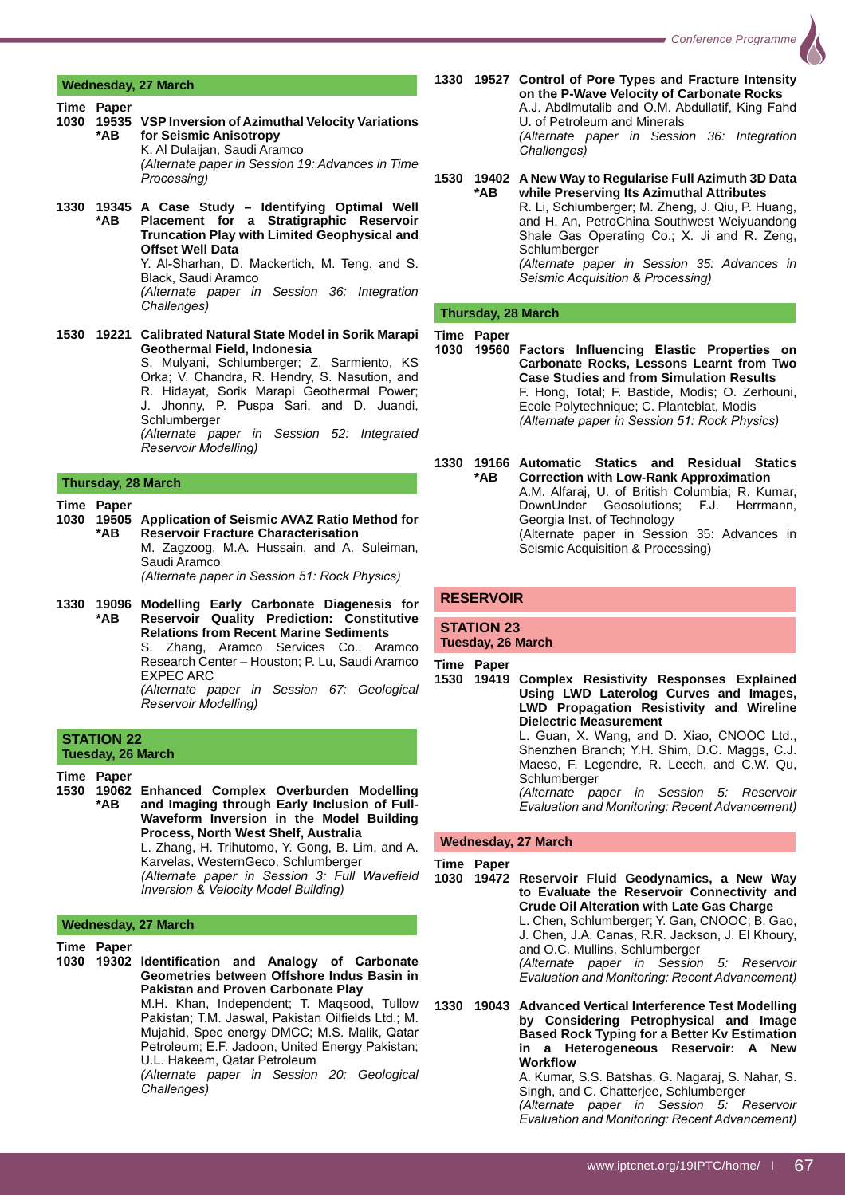### Wednesday, 27 March

**Time Paper**

**1030 19535 \*AB VSP Inversion of Azimuthal Velocity Variations for Seismic Anisotropy**
K. Al Dulaijan, Saudi Aramco
*(Alternate paper in Session 19: Advances in Time Processing)*

**1330 19345 \*AB A Case Study – Identifying Optimal Well Placement for a Stratigraphic Reservoir Truncation Play with Limited Geophysical and Offset Well Data**
Y. Al-Sharhan, D. Mackertich, M. Teng, and S. Black, Saudi Aramco
*(Alternate paper in Session 36: Integration Challenges)*

**1530 19221 Calibrated Natural State Model in Sorik Marapi Geothermal Field, Indonesia**
S. Mulyani, Schlumberger; Z. Sarmiento, KS Orka; V. Chandra, R. Hendry, S. Nasution, and R. Hidayat, Sorik Marapi Geothermal Power; J. Jhonny, P. Puspa Sari, and D. Juandi, Schlumberger
*(Alternate paper in Session 52: Integrated Reservoir Modelling)*

### Thursday, 28 March

**Time Paper**

**1030 19505 \*AB Application of Seismic AVAZ Ratio Method for Reservoir Fracture Characterisation**
M. Zagzoog, M.A. Hussain, and A. Suleiman, Saudi Aramco
*(Alternate paper in Session 51: Rock Physics)*

**1330 19096 \*AB Modelling Early Carbonate Diagenesis for Reservoir Quality Prediction: Constitutive Relations from Recent Marine Sediments**
S. Zhang, Aramco Services Co., Aramco Research Center – Houston; P. Lu, Saudi Aramco EXPEC ARC
*(Alternate paper in Session 67: Geological Reservoir Modelling)*

## STATION 22
### Tuesday, 26 March

**Time Paper**

**1530 19062 \*AB Enhanced Complex Overburden Modelling and Imaging through Early Inclusion of Full-Waveform Inversion in the Model Building Process, North West Shelf, Australia**
L. Zhang, H. Trihutomo, Y. Gong, B. Lim, and A. Karvelas, WesternGeco, Schlumberger
*(Alternate paper in Session 3: Full Wavefield Inversion & Velocity Model Building)*

### Wednesday, 27 March

**Time Paper**

**1030 19302 Identification and Analogy of Carbonate Geometries between Offshore Indus Basin in Pakistan and Proven Carbonate Play**
M.H. Khan, Independent; T. Maqsood, Tullow Pakistan; T.M. Jaswal, Pakistan Oilfields Ltd.; M. Mujahid, Spec energy DMCC; M.S. Malik, Qatar Petroleum; E.F. Jadoon, United Energy Pakistan; U.L. Hakeem, Qatar Petroleum
*(Alternate paper in Session 20: Geological Challenges)*

**1330 19527 Control of Pore Types and Fracture Intensity on the P-Wave Velocity of Carbonate Rocks**
A.J. Abdlmutalib and O.M. Abdullatif, King Fahd U. of Petroleum and Minerals
*(Alternate paper in Session 36: Integration Challenges)*

**1530 19402 \*AB A New Way to Regularise Full Azimuth 3D Data while Preserving Its Azimuthal Attributes**
R. Li, Schlumberger; M. Zheng, J. Qiu, P. Huang, and H. An, PetroChina Southwest Weiyuandong Shale Gas Operating Co.; X. Ji and R. Zeng, Schlumberger
*(Alternate paper in Session 35: Advances in Seismic Acquisition & Processing)*

### Thursday, 28 March

**Time Paper**

**1030 19560 Factors Influencing Elastic Properties on Carbonate Rocks, Lessons Learnt from Two Case Studies and from Simulation Results**
F. Hong, Total; F. Bastide, Modis; O. Zerhouni, Ecole Polytechnique; C. Planteblat, Modis
*(Alternate paper in Session 51: Rock Physics)*

**1330 19166 \*AB Automatic Statics and Residual Statics Correction with Low-Rank Approximation**
A.M. Alfaraj, U. of British Columbia; R. Kumar, DownUnder Geosolutions; F.J. Herrmann, Georgia Inst. of Technology
(Alternate paper in Session 35: Advances in Seismic Acquisition & Processing)

# RESERVOIR

## STATION 23
### Tuesday, 26 March

**Time Paper**

**1530 19419 Complex Resistivity Responses Explained Using LWD Laterolog Curves and Images, LWD Propagation Resistivity and Wireline Dielectric Measurement**
L. Guan, X. Wang, and D. Xiao, CNOOC Ltd., Shenzhen Branch; Y.H. Shim, D.C. Maggs, C.J. Maeso, F. Legendre, R. Leech, and C.W. Qu, Schlumberger
*(Alternate paper in Session 5: Reservoir Evaluation and Monitoring: Recent Advancement)*

### Wednesday, 27 March

**Time Paper**

**1030 19472 Reservoir Fluid Geodynamics, a New Way to Evaluate the Reservoir Connectivity and Crude Oil Alteration with Late Gas Charge**
L. Chen, Schlumberger; Y. Gan, CNOOC; B. Gao, J. Chen, J.A. Canas, R.R. Jackson, J. El Khoury, and O.C. Mullins, Schlumberger
*(Alternate paper in Session 5: Reservoir Evaluation and Monitoring: Recent Advancement)*

**1330 19043 Advanced Vertical Interference Test Modelling by Considering Petrophysical and Image Based Rock Typing for a Better Kv Estimation in a Heterogeneous Reservoir: A New Workflow**
A. Kumar, S.S. Batshas, G. Nagaraj, S. Nahar, S. Singh, and C. Chatterjee, Schlumberger
*(Alternate paper in Session 5: Reservoir Evaluation and Monitoring: Recent Advancement)*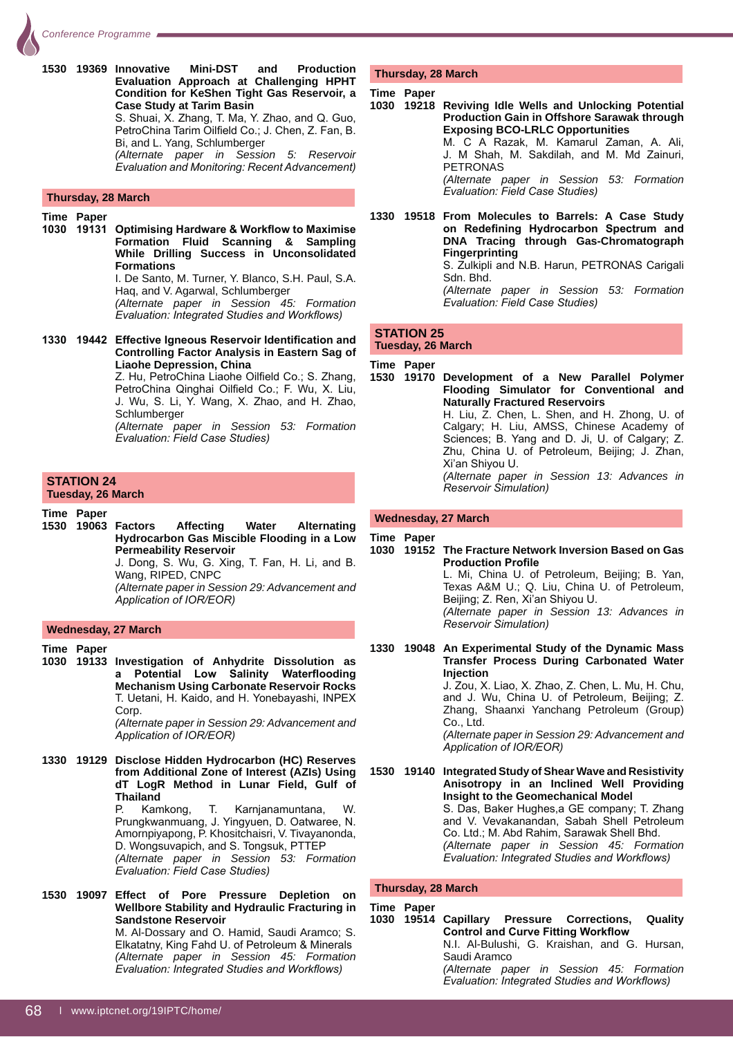**1530 19369 Innovative Mini-DST and Production Evaluation Approach at Challenging HPHT Condition for KeShen Tight Gas Reservoir, a Case Study at Tarim Basin**
S. Shuai, X. Zhang, T. Ma, Y. Zhao, and Q. Guo, PetroChina Tarim Oilfield Co.; J. Chen, Z. Fan, B. Bi, and L. Yang, Schlumberger
*(Alternate paper in Session 5: Reservoir Evaluation and Monitoring: Recent Advancement)*

### Thursday, 28 March

**Time Paper**

**1030 19131 Optimising Hardware & Workflow to Maximise Formation Fluid Scanning & Sampling While Drilling Success in Unconsolidated Formations**
I. De Santo, M. Turner, Y. Blanco, S.H. Paul, S.A. Haq, and V. Agarwal, Schlumberger
*(Alternate paper in Session 45: Formation Evaluation: Integrated Studies and Workflows)*

**1330 19442 Effective Igneous Reservoir Identification and Controlling Factor Analysis in Eastern Sag of Liaohe Depression, China**
Z. Hu, PetroChina Liaohe Oilfield Co.; S. Zhang, PetroChina Qinghai Oilfield Co.; F. Wu, X. Liu, J. Wu, S. Li, Y. Wang, X. Zhao, and H. Zhao, Schlumberger
*(Alternate paper in Session 53: Formation Evaluation: Field Case Studies)*

## STATION 24

### Tuesday, 26 March

**Time Paper**

**1530 19063 Factors Affecting Water Alternating Hydrocarbon Gas Miscible Flooding in a Low Permeability Reservoir**
J. Dong, S. Wu, G. Xing, T. Fan, H. Li, and B. Wang, RIPED, CNPC
*(Alternate paper in Session 29: Advancement and Application of IOR/EOR)*

### Wednesday, 27 March

**Time Paper**

**1030 19133 Investigation of Anhydrite Dissolution as a Potential Low Salinity Waterflooding Mechanism Using Carbonate Reservoir Rocks**
T. Uetani, H. Kaido, and H. Yonebayashi, INPEX Corp.
*(Alternate paper in Session 29: Advancement and Application of IOR/EOR)*

**1330 19129 Disclose Hidden Hydrocarbon (HC) Reserves from Additional Zone of Interest (AZIs) Using dT LogR Method in Lunar Field, Gulf of Thailand**
P. Kamkong, T. Karnjanamuntana, W. Prungkwanmuang, J. Yingyuen, D. Oatwaree, N. Amornpiyapong, P. Khositchaisri, V. Tivayanonda, D. Wongsuvapich, and S. Tongsuk, PTTEP
*(Alternate paper in Session 53: Formation Evaluation: Field Case Studies)*

**1530 19097 Effect of Pore Pressure Depletion on Wellbore Stability and Hydraulic Fracturing in Sandstone Reservoir**
M. Al-Dossary and O. Hamid, Saudi Aramco; S. Elkatatny, King Fahd U. of Petroleum & Minerals
*(Alternate paper in Session 45: Formation Evaluation: Integrated Studies and Workflows)*

### Thursday, 28 March

**Time Paper**

**1030 19218 Reviving Idle Wells and Unlocking Potential Production Gain in Offshore Sarawak through Exposing BCO-LRLC Opportunities**
M. C A Razak, M. Kamarul Zaman, A. Ali, J. M Shah, M. Sakdilah, and M. Md Zainuri, PETRONAS
*(Alternate paper in Session 53: Formation Evaluation: Field Case Studies)*

**1330 19518 From Molecules to Barrels: A Case Study on Redefining Hydrocarbon Spectrum and DNA Tracing through Gas-Chromatograph Fingerprinting**
S. Zulkipli and N.B. Harun, PETRONAS Carigali Sdn. Bhd.
*(Alternate paper in Session 53: Formation Evaluation: Field Case Studies)*

## STATION 25

### Tuesday, 26 March

**Time Paper**

**1530 19170 Development of a New Parallel Polymer Flooding Simulator for Conventional and Naturally Fractured Reservoirs**
H. Liu, Z. Chen, L. Shen, and H. Zhong, U. of Calgary; H. Liu, AMSS, Chinese Academy of Sciences; B. Yang and D. Ji, U. of Calgary; Z. Zhu, China U. of Petroleum, Beijing; J. Zhan, Xi'an Shiyou U.
*(Alternate paper in Session 13: Advances in Reservoir Simulation)*

### Wednesday, 27 March

**Time Paper**

**1030 19152 The Fracture Network Inversion Based on Gas Production Profile**
L. Mi, China U. of Petroleum, Beijing; B. Yan, Texas A&M U.; Q. Liu, China U. of Petroleum, Beijing; Z. Ren, Xi'an Shiyou U.
*(Alternate paper in Session 13: Advances in Reservoir Simulation)*

**1330 19048 An Experimental Study of the Dynamic Mass Transfer Process During Carbonated Water Injection**
J. Zou, X. Liao, X. Zhao, Z. Chen, L. Mu, H. Chu, and J. Wu, China U. of Petroleum, Beijing; Z. Zhang, Shaanxi Yanchang Petroleum (Group) Co., Ltd.
*(Alternate paper in Session 29: Advancement and Application of IOR/EOR)*

**1530 19140 Integrated Study of Shear Wave and Resistivity Anisotropy in an Inclined Well Providing Insight to the Geomechanical Model**
S. Das, Baker Hughes,a GE company; T. Zhang and V. Vevakanandan, Sabah Shell Petroleum Co. Ltd.; M. Abd Rahim, Sarawak Shell Bhd.
*(Alternate paper in Session 45: Formation Evaluation: Integrated Studies and Workflows)*

### Thursday, 28 March

**Time Paper**

**1030 19514 Capillary Pressure Corrections, Quality Control and Curve Fitting Workflow**
N.I. Al-Bulushi, G. Kraishan, and G. Hursan, Saudi Aramco
*(Alternate paper in Session 45: Formation Evaluation: Integrated Studies and Workflows)*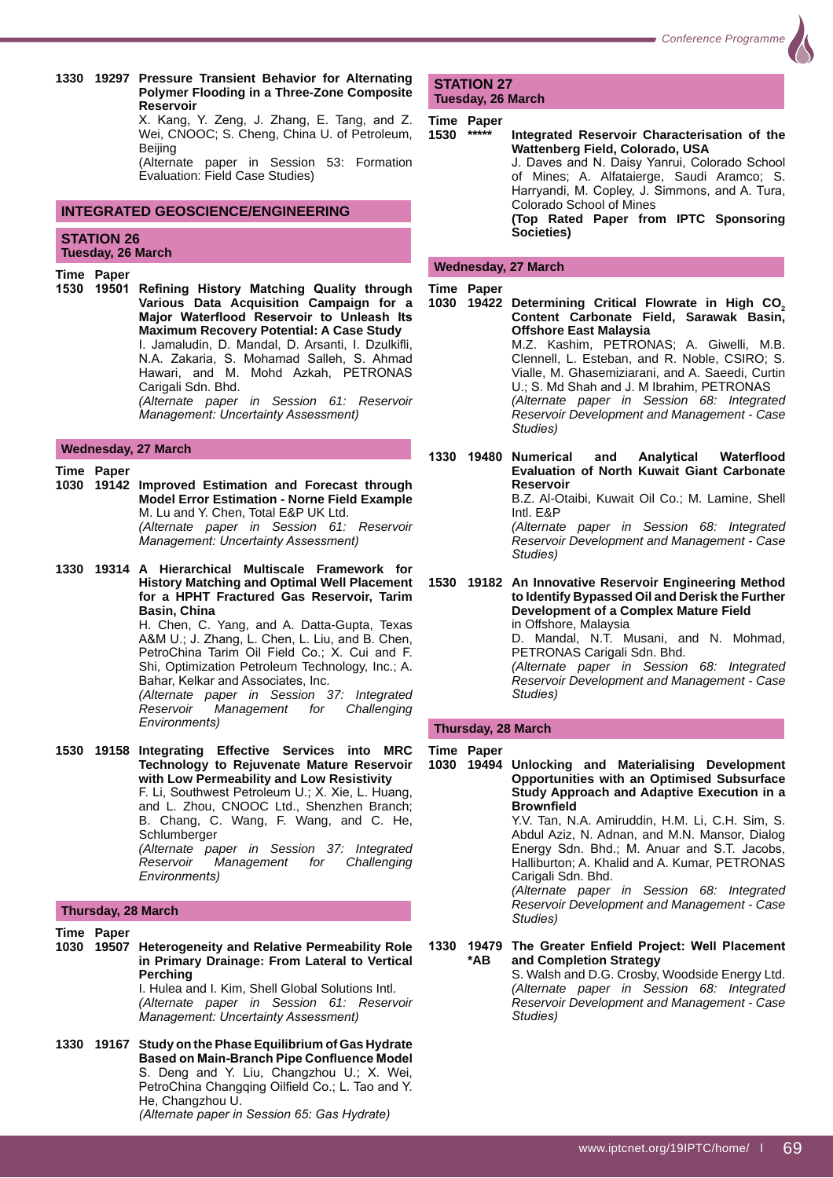**1330 19297 Pressure Transient Behavior for Alternating Polymer Flooding in a Three-Zone Composite Reservoir**
X. Kang, Y. Zeng, J. Zhang, E. Tang, and Z. Wei, CNOOC; S. Cheng, China U. of Petroleum, Beijing
(Alternate paper in Session 53: Formation Evaluation: Field Case Studies)

## INTEGRATED GEOSCIENCE/ENGINEERING

### STATION 26
**Tuesday, 26 March**

**Time Paper**

**1530 19501 Refining History Matching Quality through Various Data Acquisition Campaign for a Major Waterflood Reservoir to Unleash Its Maximum Recovery Potential: A Case Study**
I. Jamaludin, D. Mandal, D. Arsanti, I. Dzulkifli, N.A. Zakaria, S. Mohamad Salleh, S. Ahmad Hawari, and M. Mohd Azkah, PETRONAS Carigali Sdn. Bhd.
*(Alternate paper in Session 61: Reservoir Management: Uncertainty Assessment)*

**Wednesday, 27 March**

**Time Paper**

**1030 19142 Improved Estimation and Forecast through Model Error Estimation - Norne Field Example**
M. Lu and Y. Chen, Total E&P UK Ltd.
*(Alternate paper in Session 61: Reservoir Management: Uncertainty Assessment)*

**1330 19314 A Hierarchical Multiscale Framework for History Matching and Optimal Well Placement for a HPHT Fractured Gas Reservoir, Tarim Basin, China**
H. Chen, C. Yang, and A. Datta-Gupta, Texas A&M U.; J. Zhang, L. Chen, L. Liu, and B. Chen, PetroChina Tarim Oil Field Co.; X. Cui and F. Shi, Optimization Petroleum Technology, Inc.; A. Bahar, Kelkar and Associates, Inc.
*(Alternate paper in Session 37: Integrated Reservoir Management for Challenging Environments)*

**1530 19158 Integrating Effective Services into MRC Technology to Rejuvenate Mature Reservoir with Low Permeability and Low Resistivity**
F. Li, Southwest Petroleum U.; X. Xie, L. Huang, and L. Zhou, CNOOC Ltd., Shenzhen Branch; B. Chang, C. Wang, F. Wang, and C. He, Schlumberger
*(Alternate paper in Session 37: Integrated Reservoir Management for Challenging Environments)*

**Thursday, 28 March**

**Time Paper**

**1030 19507 Heterogeneity and Relative Permeability Role in Primary Drainage: From Lateral to Vertical Perching**
I. Hulea and I. Kim, Shell Global Solutions Intl.
*(Alternate paper in Session 61: Reservoir Management: Uncertainty Assessment)*

**1330 19167 Study on the Phase Equilibrium of Gas Hydrate Based on Main-Branch Pipe Confluence Model**
S. Deng and Y. Liu, Changzhou U.; X. Wei, PetroChina Changqing Oilfield Co.; L. Tao and Y. He, Changzhou U.
*(Alternate paper in Session 65: Gas Hydrate)*

### STATION 27
**Tuesday, 26 March**

**Time Paper**

**1530 \*\*\*\*\* Integrated Reservoir Characterisation of the Wattenberg Field, Colorado, USA**
J. Daves and N. Daisy Yanrui, Colorado School of Mines; A. Alfataierge, Saudi Aramco; S. Harryandi, M. Copley, J. Simmons, and A. Tura, Colorado School of Mines
**(Top Rated Paper from IPTC Sponsoring Societies)**

**Wednesday, 27 March**

**Time Paper**

**1030 19422 Determining Critical Flowrate in High $CO_2$ Content Carbonate Field, Sarawak Basin, Offshore East Malaysia**
M.Z. Kashim, PETRONAS; A. Giwelli, M.B. Clennell, L. Esteban, and R. Noble, CSIRO; S. Vialle, M. Ghasemiziarani, and A. Saeedi, Curtin U.; S. Md Shah and J. M Ibrahim, PETRONAS
*(Alternate paper in Session 68: Integrated Reservoir Development and Management - Case Studies)*

**1330 19480 Numerical and Analytical Waterflood Evaluation of North Kuwait Giant Carbonate Reservoir**
B.Z. Al-Otaibi, Kuwait Oil Co.; M. Lamine, Shell Intl. E&P
*(Alternate paper in Session 68: Integrated Reservoir Development and Management - Case Studies)*

**1530 19182 An Innovative Reservoir Engineering Method to Identify Bypassed Oil and Derisk the Further Development of a Complex Mature Field**
in Offshore, Malaysia
D. Mandal, N.T. Musani, and N. Mohmad, PETRONAS Carigali Sdn. Bhd.
*(Alternate paper in Session 68: Integrated Reservoir Development and Management - Case Studies)*

**Thursday, 28 March**

**Time Paper**

**1030 19494 Unlocking and Materialising Development Opportunities with an Optimised Subsurface Study Approach and Adaptive Execution in a Brownfield**
Y.V. Tan, N.A. Amiruddin, H.M. Li, C.H. Sim, S. Abdul Aziz, N. Adnan, and M.N. Mansor, Dialog Energy Sdn. Bhd.; M. Anuar and S.T. Jacobs, Halliburton; A. Khalid and A. Kumar, PETRONAS Carigali Sdn. Bhd.
*(Alternate paper in Session 68: Integrated Reservoir Development and Management - Case Studies)*

**1330 19479 \*AB The Greater Enfield Project: Well Placement and Completion Strategy**
S. Walsh and D.G. Crosby, Woodside Energy Ltd.
*(Alternate paper in Session 68: Integrated Reservoir Development and Management - Case Studies)*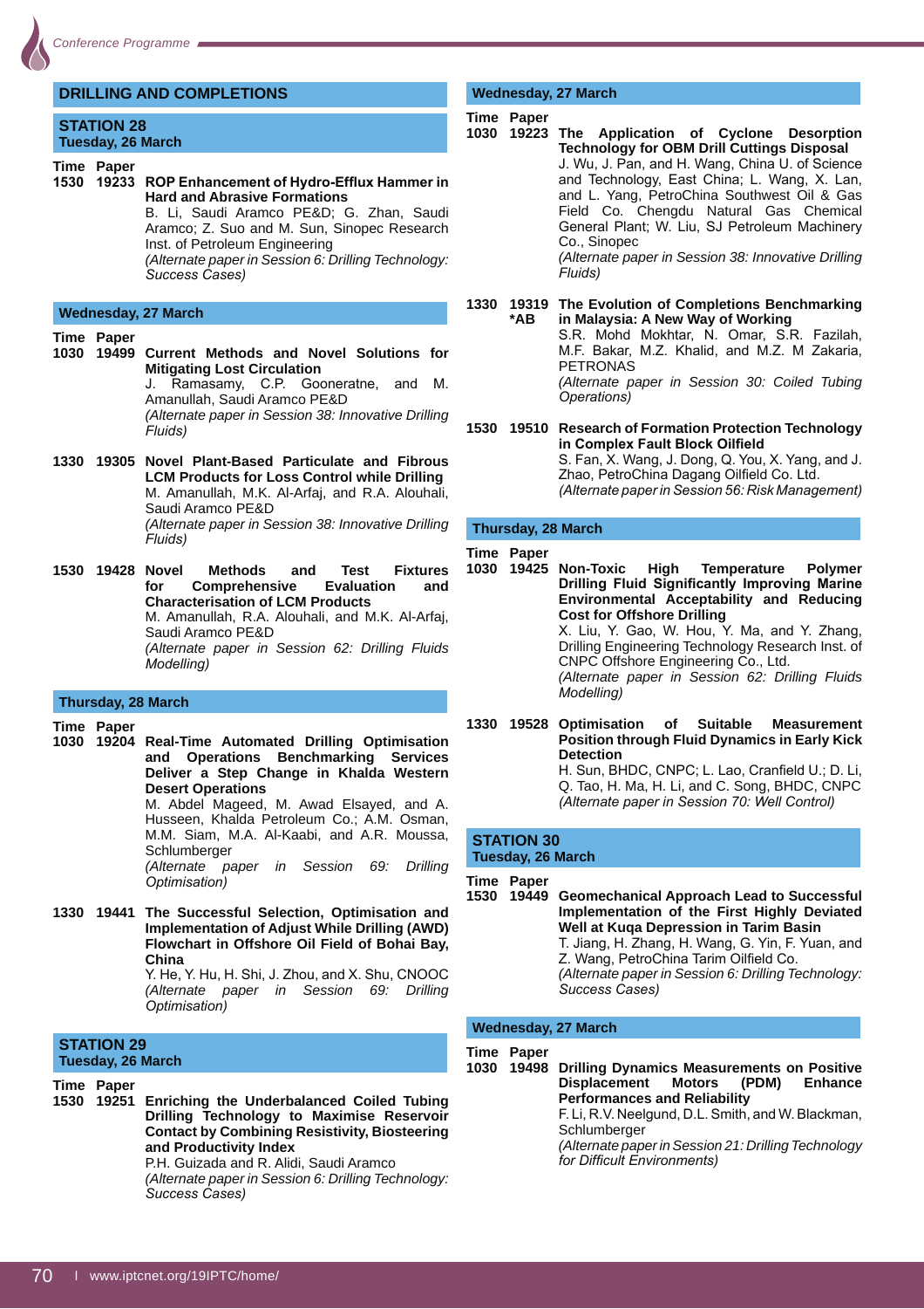## DRILLING AND COMPLETIONS

### STATION 28
**Tuesday, 26 March**

**Time Paper**

**1530 19233 ROP Enhancement of Hydro-Efflux Hammer in Hard and Abrasive Formations**
B. Li, Saudi Aramco PE&D; G. Zhan, Saudi Aramco; Z. Suo and M. Sun, Sinopec Research Inst. of Petroleum Engineering
*(Alternate paper in Session 6: Drilling Technology: Success Cases)*

**Wednesday, 27 March**

**Time Paper**

**1030 19499 Current Methods and Novel Solutions for Mitigating Lost Circulation**
J. Ramasamy, C.P. Gooneratne, and M. Amanullah, Saudi Aramco PE&D
*(Alternate paper in Session 38: Innovative Drilling Fluids)*

**1330 19305 Novel Plant-Based Particulate and Fibrous LCM Products for Loss Control while Drilling**
M. Amanullah, M.K. Al-Arfaj, and R.A. Alouhali, Saudi Aramco PE&D
*(Alternate paper in Session 38: Innovative Drilling Fluids)*

**1530 19428 Novel Methods and Test Fixtures for Comprehensive Evaluation and Characterisation of LCM Products**
M. Amanullah, R.A. Alouhali, and M.K. Al-Arfaj, Saudi Aramco PE&D
*(Alternate paper in Session 62: Drilling Fluids Modelling)*

**Thursday, 28 March**

**Time Paper**

**1030 19204 Real-Time Automated Drilling Optimisation and Operations Benchmarking Services Deliver a Step Change in Khalda Western Desert Operations**
M. Abdel Mageed, M. Awad Elsayed, and A. Husseen, Khalda Petroleum Co.; A.M. Osman, M.M. Siam, M.A. Al-Kaabi, and A.R. Moussa, Schlumberger
*(Alternate paper in Session 69: Drilling Optimisation)*

**1330 19441 The Successful Selection, Optimisation and Implementation of Adjust While Drilling (AWD) Flowchart in Offshore Oil Field of Bohai Bay, China**
Y. He, Y. Hu, H. Shi, J. Zhou, and X. Shu, CNOOC
*(Alternate paper in Session 69: Drilling Optimisation)*

### STATION 29
**Tuesday, 26 March**

**Time Paper**

**1530 19251 Enriching the Underbalanced Coiled Tubing Drilling Technology to Maximise Reservoir Contact by Combining Resistivity, Biosteering and Productivity Index**
P.H. Guizada and R. Alidi, Saudi Aramco
*(Alternate paper in Session 6: Drilling Technology: Success Cases)*

**Wednesday, 27 March**

**Time Paper**

**1030 19223 The Application of Cyclone Desorption Technology for OBM Drill Cuttings Disposal**
J. Wu, J. Pan, and H. Wang, China U. of Science and Technology, East China; L. Wang, X. Lan, and L. Yang, PetroChina Southwest Oil & Gas Field Co. Chengdu Natural Gas Chemical General Plant; W. Liu, SJ Petroleum Machinery Co., Sinopec
*(Alternate paper in Session 38: Innovative Drilling Fluids)*

**1330 19319 *AB The Evolution of Completions Benchmarking in Malaysia: A New Way of Working**
S.R. Mohd Mokhtar, N. Omar, S.R. Fazilah, M.F. Bakar, M.Z. Khalid, and M.Z. M Zakaria, PETRONAS
*(Alternate paper in Session 30: Coiled Tubing Operations)*

**1530 19510 Research of Formation Protection Technology in Complex Fault Block Oilfield**
S. Fan, X. Wang, J. Dong, Q. You, X. Yang, and J. Zhao, PetroChina Dagang Oilfield Co. Ltd.
*(Alternate paper in Session 56: Risk Management)*

**Thursday, 28 March**

**Time Paper**

**1030 19425 Non-Toxic High Temperature Polymer Drilling Fluid Significantly Improving Marine Environmental Acceptability and Reducing Cost for Offshore Drilling**
X. Liu, Y. Gao, W. Hou, Y. Ma, and Y. Zhang, Drilling Engineering Technology Research Inst. of CNPC Offshore Engineering Co., Ltd.
*(Alternate paper in Session 62: Drilling Fluids Modelling)*

**1330 19528 Optimisation of Suitable Measurement Position through Fluid Dynamics in Early Kick Detection**
H. Sun, BHDC, CNPC; L. Lao, Cranfield U.; D. Li, Q. Tao, H. Ma, H. Li, and C. Song, BHDC, CNPC
*(Alternate paper in Session 70: Well Control)*

### STATION 30
**Tuesday, 26 March**

**Time Paper**

**1530 19449 Geomechanical Approach Lead to Successful Implementation of the First Highly Deviated Well at Kuqa Depression in Tarim Basin**
T. Jiang, H. Zhang, H. Wang, G. Yin, F. Yuan, and Z. Wang, PetroChina Tarim Oilfield Co.
*(Alternate paper in Session 6: Drilling Technology: Success Cases)*

**Wednesday, 27 March**

**Time Paper**

**1030 19498 Drilling Dynamics Measurements on Positive Displacement Motors (PDM) Enhance Performances and Reliability**
F. Li, R.V. Neelgund, D.L. Smith, and W. Blackman, Schlumberger
*(Alternate paper in Session 21: Drilling Technology for Difficult Environments)*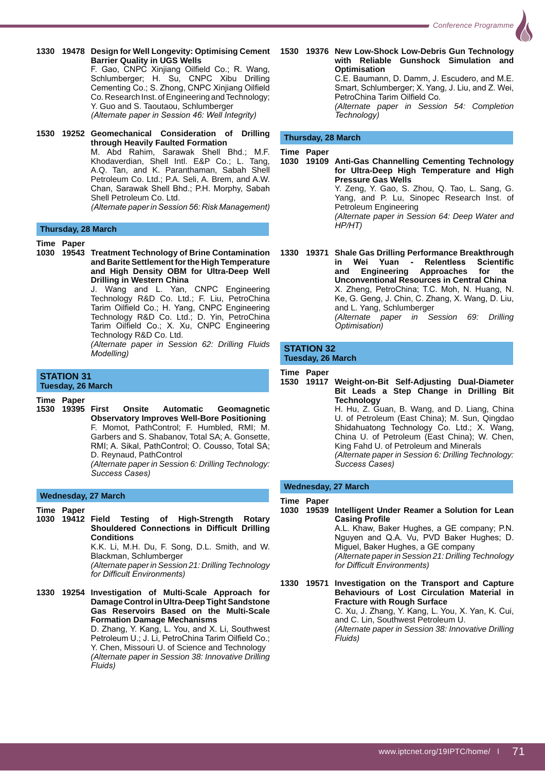**1330 19478 Design for Well Longevity: Optimising Cement Barrier Quality in UGS Wells**
F. Gao, CNPC Xinjiang Oilfield Co.; R. Wang, Schlumberger; H. Su, CNPC Xibu Drilling Cementing Co.; S. Zhong, CNPC Xinjiang Oilfield Co. Research Inst. of Engineering and Technology; Y. Guo and S. Taoutaou, Schlumberger
*(Alternate paper in Session 46: Well Integrity)*

**1530 19252 Geomechanical Consideration of Drilling through Heavily Faulted Formation**
M. Abd Rahim, Sarawak Shell Bhd.; M.F. Khodaverdian, Shell Intl. E&P Co.; L. Tang, A.Q. Tan, and K. Paranthaman, Sabah Shell Petroleum Co. Ltd.; P.A. Seli, A. Brem, and A.W. Chan, Sarawak Shell Bhd.; P.H. Morphy, Sabah Shell Petroleum Co. Ltd.
*(Alternate paper in Session 56: Risk Management)*

### Thursday, 28 March

**Time Paper**

**1030 19543 Treatment Technology of Brine Contamination and Barite Settlement for the High Temperature and High Density OBM for Ultra-Deep Well Drilling in Western China**
J. Wang and L. Yan, CNPC Engineering Technology R&D Co. Ltd.; F. Liu, PetroChina Tarim Oilfield Co.; H. Yang, CNPC Engineering Technology R&D Co. Ltd.; D. Yin, PetroChina Tarim Oilfield Co.; X. Xu, CNPC Engineering Technology R&D Co. Ltd.
*(Alternate paper in Session 62: Drilling Fluids Modelling)*

## STATION 31
### Tuesday, 26 March

**Time Paper**

**1530 19395 First Onsite Automatic Geomagnetic Observatory Improves Well-Bore Positioning**
F. Momot, PathControl; F. Humbled, RMI; M. Garbers and S. Shabanov, Total SA; A. Gonsette, RMI; A. Sikal, PathControl; O. Cousso, Total SA; D. Reynaud, PathControl
*(Alternate paper in Session 6: Drilling Technology: Success Cases)*

### Wednesday, 27 March

**Time Paper**

**1030 19412 Field Testing of High-Strength Rotary Shouldered Connections in Difficult Drilling Conditions**
K.K. Li, M.H. Du, F. Song, D.L. Smith, and W. Blackman, Schlumberger
*(Alternate paper in Session 21: Drilling Technology for Difficult Environments)*

**1330 19254 Investigation of Multi-Scale Approach for Damage Control in Ultra-Deep Tight Sandstone Gas Reservoirs Based on the Multi-Scale Formation Damage Mechanisms**
D. Zhang, Y. Kang, L. You, and X. Li, Southwest Petroleum U.; J. Li, PetroChina Tarim Oilfield Co.; Y. Chen, Missouri U. of Science and Technology
*(Alternate paper in Session 38: Innovative Drilling Fluids)*

**1530 19376 New Low-Shock Low-Debris Gun Technology with Reliable Gunshock Simulation and Optimisation**
C.E. Baumann, D. Damm, J. Escudero, and M.E. Smart, Schlumberger; X. Yang, J. Liu, and Z. Wei, PetroChina Tarim Oilfield Co.
*(Alternate paper in Session 54: Completion Technology)*

### Thursday, 28 March

**Time Paper**

**1030 19109 Anti-Gas Channelling Cementing Technology for Ultra-Deep High Temperature and High Pressure Gas Wells**
Y. Zeng, Y. Gao, S. Zhou, Q. Tao, L. Sang, G. Yang, and P. Lu, Sinopec Research Inst. of Petroleum Engineering
*(Alternate paper in Session 64: Deep Water and HP/HT)*

**1330 19371 Shale Gas Drilling Performance Breakthrough in Wei Yuan - Relentless Scientific and Engineering Approaches for the Unconventional Resources in Central China**
X. Zheng, PetroChina; T.C. Moh, N. Huang, N. Ke, G. Geng, J. Chin, C. Zhang, X. Wang, D. Liu, and L. Yang, Schlumberger
*(Alternate paper in Session 69: Drilling Optimisation)*

## STATION 32
### Tuesday, 26 March

**Time Paper**

**1530 19117 Weight-on-Bit Self-Adjusting Dual-Diameter Bit Leads a Step Change in Drilling Bit Technology**
H. Hu, Z. Guan, B. Wang, and D. Liang, China U. of Petroleum (East China); M. Sun, Qingdao Shidahuatong Technology Co. Ltd.; X. Wang, China U. of Petroleum (East China); W. Chen, King Fahd U. of Petroleum and Minerals
*(Alternate paper in Session 6: Drilling Technology: Success Cases)*

### Wednesday, 27 March

**Time Paper**

**1030 19539 Intelligent Under Reamer a Solution for Lean Casing Profile**
A.L. Khaw, Baker Hughes, a GE company; P.N. Nguyen and Q.A. Vu, PVD Baker Hughes; D. Miguel, Baker Hughes, a GE company
*(Alternate paper in Session 21: Drilling Technology for Difficult Environments)*

**1330 19571 Investigation on the Transport and Capture Behaviours of Lost Circulation Material in Fracture with Rough Surface**
C. Xu, J. Zhang, Y. Kang, L. You, X. Yan, K. Cui, and C. Lin, Southwest Petroleum U.
*(Alternate paper in Session 38: Innovative Drilling Fluids)*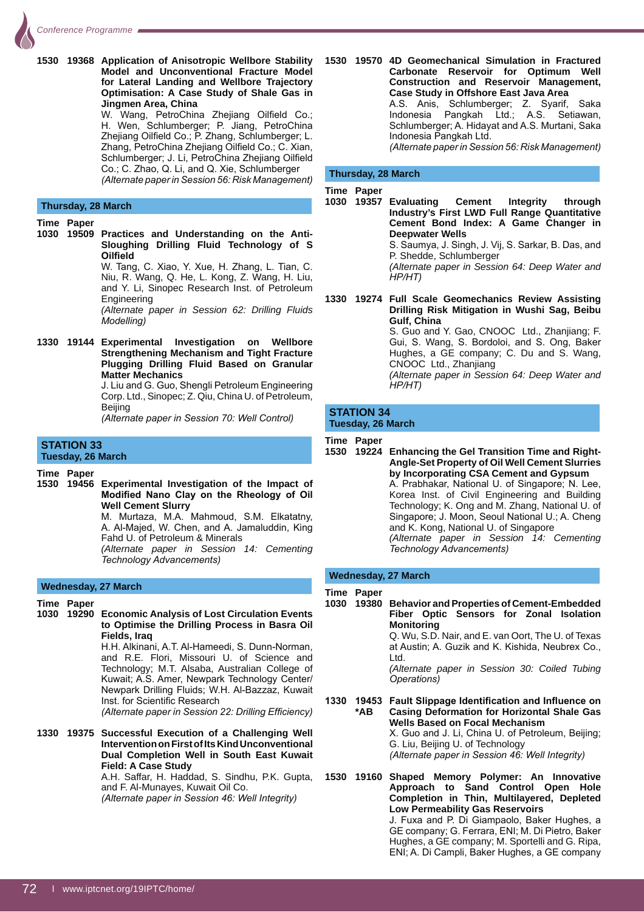**1530 19368 Application of Anisotropic Wellbore Stability Model and Unconventional Fracture Model for Lateral Landing and Wellbore Trajectory Optimisation: A Case Study of Shale Gas in Jingmen Area, China**
W. Wang, PetroChina Zhejiang Oilfield Co.; H. Wen, Schlumberger; P. Jiang, PetroChina Zhejiang Oilfield Co.; P. Zhang, Schlumberger; L. Zhang, PetroChina Zhejiang Oilfield Co.; C. Xian, Schlumberger; J. Li, PetroChina Zhejiang Oilfield Co.; C. Zhao, Q. Li, and Q. Xie, Schlumberger
*(Alternate paper in Session 56: Risk Management)*

### Thursday, 28 March

**Time Paper**

**1030 19509 Practices and Understanding on the Anti-Sloughing Drilling Fluid Technology of S Oilfield**
W. Tang, C. Xiao, Y. Xue, H. Zhang, L. Tian, C. Niu, R. Wang, Q. He, L. Kong, Z. Wang, H. Liu, and Y. Li, Sinopec Research Inst. of Petroleum Engineering
*(Alternate paper in Session 62: Drilling Fluids Modelling)*

**1330 19144 Experimental Investigation on Wellbore Strengthening Mechanism and Tight Fracture Plugging Drilling Fluid Based on Granular Matter Mechanics**
J. Liu and G. Guo, Shengli Petroleum Engineering Corp. Ltd., Sinopec; Z. Qiu, China U. of Petroleum, Beijing
*(Alternate paper in Session 70: Well Control)*

## STATION 33

### Tuesday, 26 March

**Time Paper**

**1530 19456 Experimental Investigation of the Impact of Modified Nano Clay on the Rheology of Oil Well Cement Slurry**
M. Murtaza, M.A. Mahmoud, S.M. Elkatatny, A. Al-Majed, W. Chen, and A. Jamaluddin, King Fahd U. of Petroleum & Minerals
*(Alternate paper in Session 14: Cementing Technology Advancements)*

### Wednesday, 27 March

**Time Paper**

**1030 19290 Economic Analysis of Lost Circulation Events to Optimise the Drilling Process in Basra Oil Fields, Iraq**
H.H. Alkinani, A.T. Al-Hameedi, S. Dunn-Norman, and R.E. Flori, Missouri U. of Science and Technology; M.T. Alsaba, Australian College of Kuwait; A.S. Amer, Newpark Technology Center/ Newpark Drilling Fluids; W.H. Al-Bazzaz, Kuwait Inst. for Scientific Research
*(Alternate paper in Session 22: Drilling Efficiency)*

**1330 19375 Successful Execution of a Challenging Well Intervention on First of Its Kind Unconventional Dual Completion Well in South East Kuwait Field: A Case Study**
A.H. Saffar, H. Haddad, S. Sindhu, P.K. Gupta, and F. Al-Munayes, Kuwait Oil Co.
*(Alternate paper in Session 46: Well Integrity)*

**1530 19570 4D Geomechanical Simulation in Fractured Carbonate Reservoir for Optimum Well Construction and Reservoir Management, Case Study in Offshore East Java Area**
A.S. Anis, Schlumberger; Z. Syarif, Saka Indonesia Pangkah Ltd.; A.S. Setiawan, Schlumberger; A. Hidayat and A.S. Murtani, Saka Indonesia Pangkah Ltd.
*(Alternate paper in Session 56: Risk Management)*

### Thursday, 28 March

**Time Paper**

**1030 19357 Evaluating Cement Integrity through Industry's First LWD Full Range Quantitative Cement Bond Index: A Game Changer in Deepwater Wells**
S. Saumya, J. Singh, J. Vij, S. Sarkar, B. Das, and P. Shedde, Schlumberger
*(Alternate paper in Session 64: Deep Water and HP/HT)*

**1330 19274 Full Scale Geomechanics Review Assisting Drilling Risk Mitigation in Wushi Sag, Beibu Gulf, China**
S. Guo and Y. Gao, CNOOC Ltd., Zhanjiang; F. Gui, S. Wang, S. Bordoloi, and S. Ong, Baker Hughes, a GE company; C. Du and S. Wang, CNOOC Ltd., Zhanjiang
*(Alternate paper in Session 64: Deep Water and HP/HT)*

## STATION 34

### Tuesday, 26 March

**Time Paper**

**1530 19224 Enhancing the Gel Transition Time and Right-Angle-Set Property of Oil Well Cement Slurries by Incorporating CSA Cement and Gypsum**
A. Prabhakar, National U. of Singapore; N. Lee, Korea Inst. of Civil Engineering and Building Technology; K. Ong and M. Zhang, National U. of Singapore; J. Moon, Seoul National U.; A. Cheng and K. Kong, National U. of Singapore
*(Alternate paper in Session 14: Cementing Technology Advancements)*

### Wednesday, 27 March

**Time Paper**

**1030 19380 Behavior and Properties of Cement-Embedded Fiber Optic Sensors for Zonal Isolation Monitoring**
Q. Wu, S.D. Nair, and E. van Oort, The U. of Texas at Austin; A. Guzik and K. Kishida, Neubrex Co., Ltd.
*(Alternate paper in Session 30: Coiled Tubing Operations)*

**1330 19453 *AB Fault Slippage Identification and Influence on Casing Deformation for Horizontal Shale Gas Wells Based on Focal Mechanism**
X. Guo and J. Li, China U. of Petroleum, Beijing; G. Liu, Beijing U. of Technology
*(Alternate paper in Session 46: Well Integrity)*

**1530 19160 Shaped Memory Polymer: An Innovative Approach to Sand Control Open Hole Completion in Thin, Multilayered, Depleted Low Permeability Gas Reservoirs**
J. Fuxa and P. Di Giampaolo, Baker Hughes, a GE company; G. Ferrara, ENI; M. Di Pietro, Baker Hughes, a GE company; M. Sportelli and G. Ripa, ENI; A. Di Campli, Baker Hughes, a GE company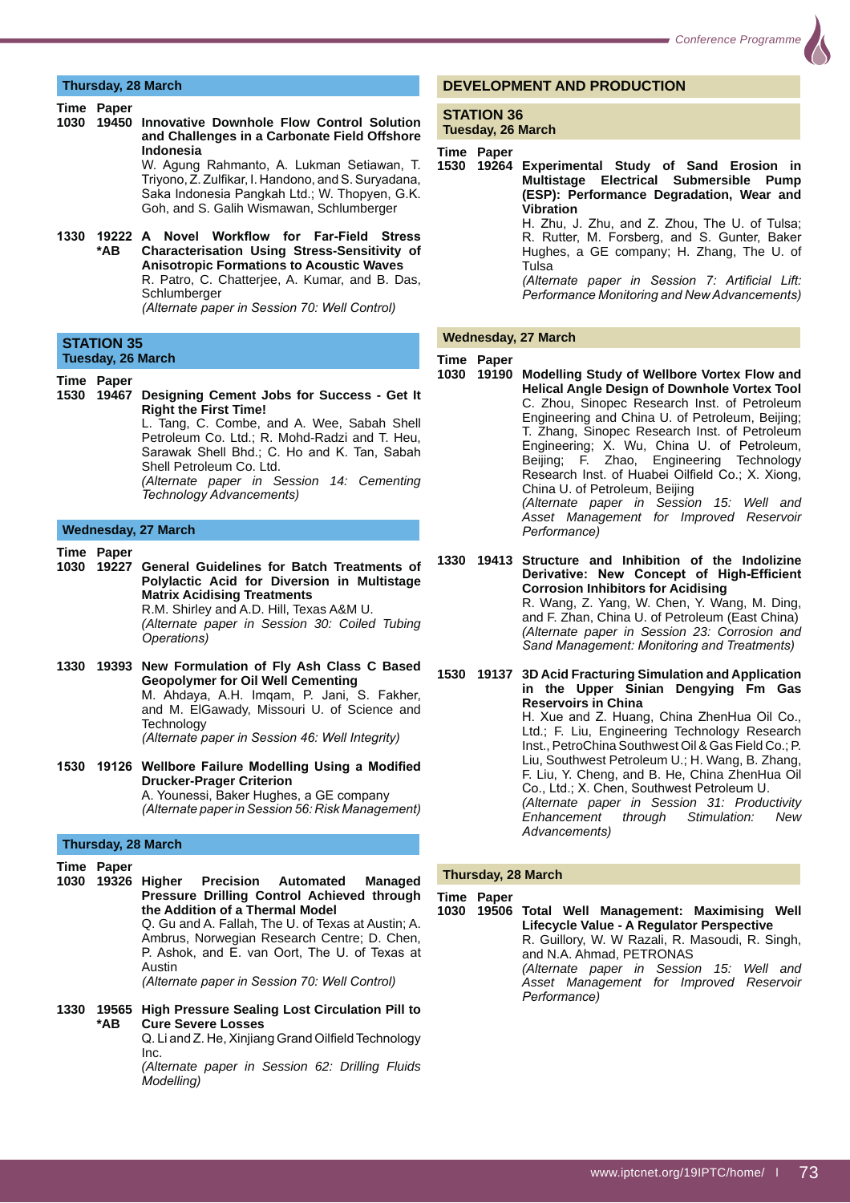### Thursday, 28 March

Time Paper

**1030 19450 Innovative Downhole Flow Control Solution and Challenges in a Carbonate Field Offshore Indonesia**
W. Agung Rahmanto, A. Lukman Setiawan, T. Triyono, Z. Zulfikar, I. Handono, and S. Suryadana, Saka Indonesia Pangkah Ltd.; W. Thopyen, G.K. Goh, and S. Galih Wismawan, Schlumberger

**1330 19222 *AB A Novel Workflow for Far-Field Stress Characterisation Using Stress-Sensitivity of Anisotropic Formations to Acoustic Waves**
R. Patro, C. Chatterjee, A. Kumar, and B. Das, Schlumberger
*(Alternate paper in Session 70: Well Control)*

## STATION 35
### Tuesday, 26 March

Time Paper

**1530 19467 Designing Cement Jobs for Success - Get It Right the First Time!**
L. Tang, C. Combe, and A. Wee, Sabah Shell Petroleum Co. Ltd.; R. Mohd-Radzi and T. Heu, Sarawak Shell Bhd.; C. Ho and K. Tan, Sabah Shell Petroleum Co. Ltd.
*(Alternate paper in Session 14: Cementing Technology Advancements)*

### Wednesday, 27 March

Time Paper

**1030 19227 General Guidelines for Batch Treatments of Polylactic Acid for Diversion in Multistage Matrix Acidising Treatments**
R.M. Shirley and A.D. Hill, Texas A&M U.
*(Alternate paper in Session 30: Coiled Tubing Operations)*

**1330 19393 New Formulation of Fly Ash Class C Based Geopolymer for Oil Well Cementing**
M. Ahdaya, A.H. Imqam, P. Jani, S. Fakher, and M. ElGawady, Missouri U. of Science and Technology
*(Alternate paper in Session 46: Well Integrity)*

**1530 19126 Wellbore Failure Modelling Using a Modified Drucker-Prager Criterion**
A. Younessi, Baker Hughes, a GE company
*(Alternate paper in Session 56: Risk Management)*

### Thursday, 28 March

Time Paper

**1030 19326 Higher Precision Automated Managed Pressure Drilling Control Achieved through the Addition of a Thermal Model**
Q. Gu and A. Fallah, The U. of Texas at Austin; A. Ambrus, Norwegian Research Centre; D. Chen, P. Ashok, and E. van Oort, The U. of Texas at Austin
*(Alternate paper in Session 70: Well Control)*

**1330 19565 *AB High Pressure Sealing Lost Circulation Pill to Cure Severe Losses**
Q. Li and Z. He, Xinjiang Grand Oilfield Technology Inc.
*(Alternate paper in Session 62: Drilling Fluids Modelling)*

# DEVELOPMENT AND PRODUCTION

## STATION 36
### Tuesday, 26 March

Time Paper

**1530 19264 Experimental Study of Sand Erosion in Multistage Electrical Submersible Pump (ESP): Performance Degradation, Wear and Vibration**
H. Zhu, J. Zhu, and Z. Zhou, The U. of Tulsa; R. Rutter, M. Forsberg, and S. Gunter, Baker Hughes, a GE company; H. Zhang, The U. of Tulsa
*(Alternate paper in Session 7: Artificial Lift: Performance Monitoring and New Advancements)*

### Wednesday, 27 March

Time Paper

**1030 19190 Modelling Study of Wellbore Vortex Flow and Helical Angle Design of Downhole Vortex Tool**
C. Zhou, Sinopec Research Inst. of Petroleum Engineering and China U. of Petroleum, Beijing; T. Zhang, Sinopec Research Inst. of Petroleum Engineering; X. Wu, China U. of Petroleum, Beijing; F. Zhao, Engineering Technology Research Inst. of Huabei Oilfield Co.; X. Xiong, China U. of Petroleum, Beijing
*(Alternate paper in Session 15: Well and Asset Management for Improved Reservoir Performance)*

**1330 19413 Structure and Inhibition of the Indolizine Derivative: New Concept of High-Efficient Corrosion Inhibitors for Acidising**
R. Wang, Z. Yang, W. Chen, Y. Wang, M. Ding, and F. Zhan, China U. of Petroleum (East China)
*(Alternate paper in Session 23: Corrosion and Sand Management: Monitoring and Treatments)*

**1530 19137 3D Acid Fracturing Simulation and Application in the Upper Sinian Dengying Fm Gas Reservoirs in China**
H. Xue and Z. Huang, China ZhenHua Oil Co., Ltd.; F. Liu, Engineering Technology Research Inst., PetroChina Southwest Oil & Gas Field Co.; P. Liu, Southwest Petroleum U.; H. Wang, B. Zhang, F. Liu, Y. Cheng, and B. He, China ZhenHua Oil Co., Ltd.; X. Chen, Southwest Petroleum U.
*(Alternate paper in Session 31: Productivity Enhancement through Stimulation: New Advancements)*

### Thursday, 28 March

Time Paper

**1030 19506 Total Well Management: Maximising Well Lifecycle Value - A Regulator Perspective**
R. Guillory, W. W Razali, R. Masoudi, R. Singh, and N.A. Ahmad, PETRONAS
*(Alternate paper in Session 15: Well and Asset Management for Improved Reservoir Performance)*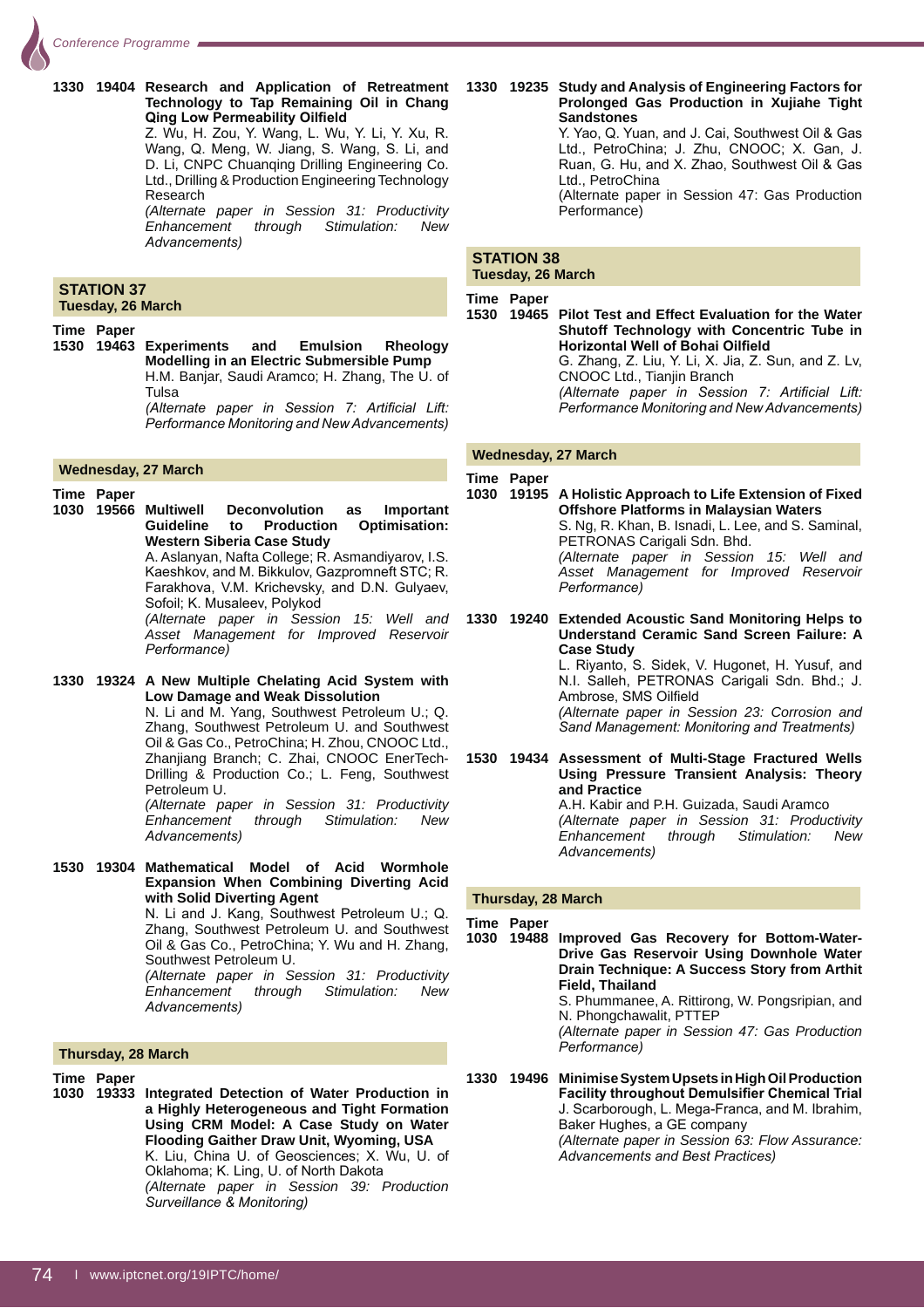**1330 19404 Research and Application of Retreatment Technology to Tap Remaining Oil in Chang Qing Low Permeability Oilfield**
Z. Wu, H. Zou, Y. Wang, L. Wu, Y. Li, Y. Xu, R. Wang, Q. Meng, W. Jiang, S. Wang, S. Li, and D. Li, CNPC Chuanqing Drilling Engineering Co. Ltd., Drilling & Production Engineering Technology Research
*(Alternate paper in Session 31: Productivity Enhancement through Stimulation: New Advancements)*

## STATION 37
**Tuesday, 26 March**

**Time Paper**

**1530 19463 Experiments and Emulsion Rheology Modelling in an Electric Submersible Pump**
H.M. Banjar, Saudi Aramco; H. Zhang, The U. of Tulsa
*(Alternate paper in Session 7: Artificial Lift: Performance Monitoring and New Advancements)*

### Wednesday, 27 March

**Time Paper**

**1030 19566 Multiwell Deconvolution as Important Guideline to Production Optimisation: Western Siberia Case Study**
A. Aslanyan, Nafta College; R. Asmandiyarov, I.S. Kaeshkov, and M. Bikkulov, Gazpromneft STC; R. Farakhova, V.M. Krichevsky, and D.N. Gulyaev, Sofoil; K. Musaleev, Polykod
*(Alternate paper in Session 15: Well and Asset Management for Improved Reservoir Performance)*

**1330 19324 A New Multiple Chelating Acid System with Low Damage and Weak Dissolution**
N. Li and M. Yang, Southwest Petroleum U.; Q. Zhang, Southwest Petroleum U. and Southwest Oil & Gas Co., PetroChina; H. Zhou, CNOOC Ltd., Zhanjiang Branch; C. Zhai, CNOOC EnerTech-Drilling & Production Co.; L. Feng, Southwest Petroleum U.
*(Alternate paper in Session 31: Productivity Enhancement through Stimulation: New Advancements)*

**1530 19304 Mathematical Model of Acid Wormhole Expansion When Combining Diverting Acid with Solid Diverting Agent**
N. Li and J. Kang, Southwest Petroleum U.; Q. Zhang, Southwest Petroleum U. and Southwest Oil & Gas Co., PetroChina; Y. Wu and H. Zhang, Southwest Petroleum U.
*(Alternate paper in Session 31: Productivity Enhancement through Stimulation: New Advancements)*

### Thursday, 28 March

**Time Paper**

**1030 19333 Integrated Detection of Water Production in a Highly Heterogeneous and Tight Formation Using CRM Model: A Case Study on Water Flooding Gaither Draw Unit, Wyoming, USA**
K. Liu, China U. of Geosciences; X. Wu, U. of Oklahoma; K. Ling, U. of North Dakota
*(Alternate paper in Session 39: Production Surveillance & Monitoring)*

**1330 19235 Study and Analysis of Engineering Factors for Prolonged Gas Production in Xujiahe Tight Sandstones**
Y. Yao, Q. Yuan, and J. Cai, Southwest Oil & Gas Ltd., PetroChina; J. Zhu, CNOOC; X. Gan, J. Ruan, G. Hu, and X. Zhao, Southwest Oil & Gas Ltd., PetroChina
(Alternate paper in Session 47: Gas Production Performance)

## STATION 38
**Tuesday, 26 March**

**Time Paper**

**1530 19465 Pilot Test and Effect Evaluation for the Water Shutoff Technology with Concentric Tube in Horizontal Well of Bohai Oilfield**
G. Zhang, Z. Liu, Y. Li, X. Jia, Z. Sun, and Z. Lv, CNOOC Ltd., Tianjin Branch
*(Alternate paper in Session 7: Artificial Lift: Performance Monitoring and New Advancements)*

### Wednesday, 27 March

**Time Paper**

**1030 19195 A Holistic Approach to Life Extension of Fixed Offshore Platforms in Malaysian Waters**
S. Ng, R. Khan, B. Isnadi, L. Lee, and S. Saminal, PETRONAS Carigali Sdn. Bhd.
*(Alternate paper in Session 15: Well and Asset Management for Improved Reservoir Performance)*

**1330 19240 Extended Acoustic Sand Monitoring Helps to Understand Ceramic Sand Screen Failure: A Case Study**
L. Riyanto, S. Sidek, V. Hugonet, H. Yusuf, and N.I. Salleh, PETRONAS Carigali Sdn. Bhd.; J. Ambrose, SMS Oilfield
*(Alternate paper in Session 23: Corrosion and Sand Management: Monitoring and Treatments)*

**1530 19434 Assessment of Multi-Stage Fractured Wells Using Pressure Transient Analysis: Theory and Practice**
A.H. Kabir and P.H. Guizada, Saudi Aramco
*(Alternate paper in Session 31: Productivity Enhancement through Stimulation: New Advancements)*

### Thursday, 28 March

**Time Paper**

**1030 19488 Improved Gas Recovery for Bottom-Water-Drive Gas Reservoir Using Downhole Water Drain Technique: A Success Story from Arthit Field, Thailand**
S. Phummanee, A. Rittirong, W. Pongsripian, and N. Phongchawalit, PTTEP
*(Alternate paper in Session 47: Gas Production Performance)*

**1330 19496 Minimise System Upsets in High Oil Production Facility throughout Demulsifier Chemical Trial**
J. Scarborough, L. Mega-Franca, and M. Ibrahim, Baker Hughes, a GE company
*(Alternate paper in Session 63: Flow Assurance: Advancements and Best Practices)*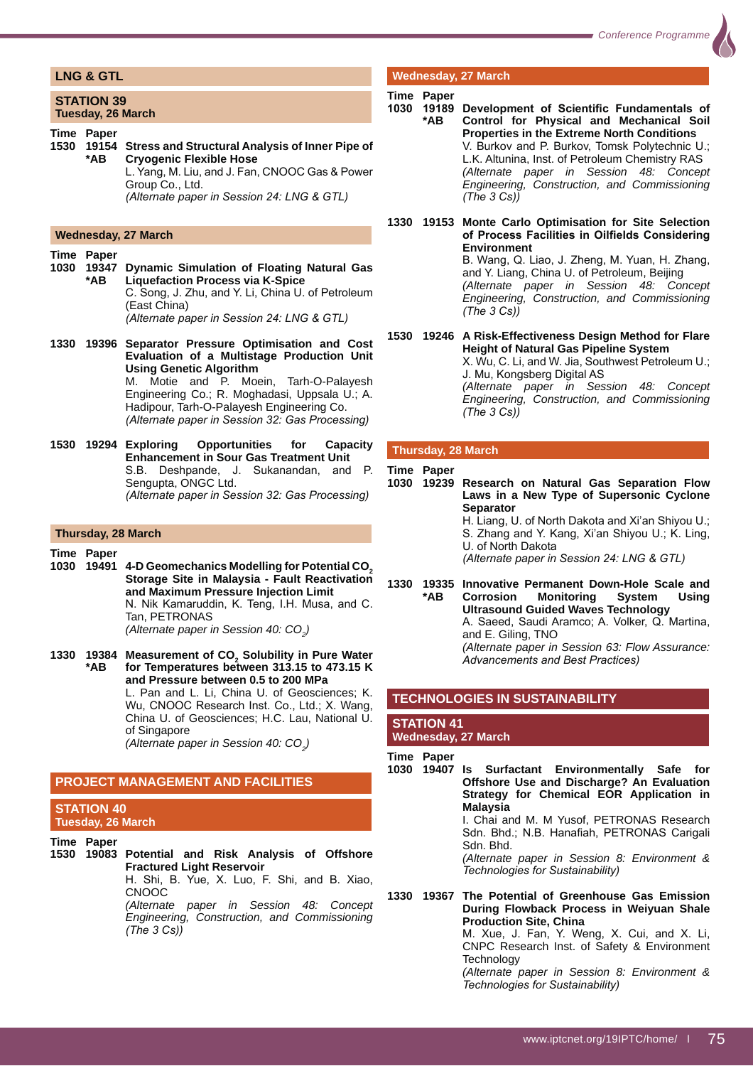## LNG & GTL

### STATION 39
**Tuesday, 26 March**

**Time Paper**

**1530 19154 *AB** **Stress and Structural Analysis of Inner Pipe of Cryogenic Flexible Hose**
L. Yang, M. Liu, and J. Fan, CNOOC Gas & Power Group Co., Ltd.
*(Alternate paper in Session 24: LNG & GTL)*

**Wednesday, 27 March**

**Time Paper**

**1030 19347 *AB** **Dynamic Simulation of Floating Natural Gas Liquefaction Process via K-Spice**
C. Song, J. Zhu, and Y. Li, China U. of Petroleum (East China)
*(Alternate paper in Session 24: LNG & GTL)*

**1330 19396** **Separator Pressure Optimisation and Cost Evaluation of a Multistage Production Unit Using Genetic Algorithm**
M. Motie and P. Moein, Tarh-O-Palayesh Engineering Co.; R. Moghadasi, Uppsala U.; A. Hadipour, Tarh-O-Palayesh Engineering Co.
*(Alternate paper in Session 32: Gas Processing)*

**1530 19294** **Exploring Opportunities for Capacity Enhancement in Sour Gas Treatment Unit**
S.B. Deshpande, J. Sukanandan, and P. Sengupta, ONGC Ltd.
*(Alternate paper in Session 32: Gas Processing)*

**Thursday, 28 March**

**Time Paper**

**1030 19491** **4-D Geomechanics Modelling for Potential $CO_2$ Storage Site in Malaysia - Fault Reactivation and Maximum Pressure Injection Limit**
N. Nik Kamaruddin, K. Teng, I.H. Musa, and C. Tan, PETRONAS
*(Alternate paper in Session 40: $CO_2$)*

**1330 19384 *AB** **Measurement of $CO_2$ Solubility in Pure Water for Temperatures between 313.15 to 473.15 K and Pressure between 0.5 to 200 MPa**
L. Pan and L. Li, China U. of Geosciences; K. Wu, CNOOC Research Inst. Co., Ltd.; X. Wang, China U. of Geosciences; H.C. Lau, National U. of Singapore
*(Alternate paper in Session 40: $CO_2$)*

## PROJECT MANAGEMENT AND FACILITIES

### STATION 40
**Tuesday, 26 March**

**Time Paper**

**1530 19083** **Potential and Risk Analysis of Offshore Fractured Light Reservoir**
H. Shi, B. Yue, X. Luo, F. Shi, and B. Xiao, CNOOC
*(Alternate paper in Session 48: Concept Engineering, Construction, and Commissioning (The 3 Cs))*

**Wednesday, 27 March**

**Time Paper**

**1030 19189 *AB** **Development of Scientific Fundamentals of Control for Physical and Mechanical Soil Properties in the Extreme North Conditions**
V. Burkov and P. Burkov, Tomsk Polytechnic U.; L.K. Altunina, Inst. of Petroleum Chemistry RAS
*(Alternate paper in Session 48: Concept Engineering, Construction, and Commissioning (The 3 Cs))*

**1330 19153** **Monte Carlo Optimisation for Site Selection of Process Facilities in Oilfields Considering Environment**
B. Wang, Q. Liao, J. Zheng, M. Yuan, H. Zhang, and Y. Liang, China U. of Petroleum, Beijing
*(Alternate paper in Session 48: Concept Engineering, Construction, and Commissioning (The 3 Cs))*

**1530 19246** **A Risk-Effectiveness Design Method for Flare Height of Natural Gas Pipeline System**
X. Wu, C. Li, and W. Jia, Southwest Petroleum U.; J. Mu, Kongsberg Digital AS
*(Alternate paper in Session 48: Concept Engineering, Construction, and Commissioning (The 3 Cs))*

**Thursday, 28 March**

**Time Paper**

**1030 19239** **Research on Natural Gas Separation Flow Laws in a New Type of Supersonic Cyclone Separator**
H. Liang, U. of North Dakota and Xi'an Shiyou U.; S. Zhang and Y. Kang, Xi'an Shiyou U.; K. Ling, U. of North Dakota
*(Alternate paper in Session 24: LNG & GTL)*

**1330 19335 *AB** **Innovative Permanent Down-Hole Scale and Corrosion Monitoring System Using Ultrasound Guided Waves Technology**
A. Saeed, Saudi Aramco; A. Volker, Q. Martina, and E. Giling, TNO
*(Alternate paper in Session 63: Flow Assurance: Advancements and Best Practices)*

## TECHNOLOGIES IN SUSTAINABILITY

### STATION 41
**Wednesday, 27 March**

**Time Paper**

**1030 19407** **Is Surfactant Environmentally Safe for Offshore Use and Discharge? An Evaluation Strategy for Chemical EOR Application in Malaysia**
I. Chai and M. M Yusof, PETRONAS Research Sdn. Bhd.; N.B. Hanafiah, PETRONAS Carigali Sdn. Bhd.
*(Alternate paper in Session 8: Environment & Technologies for Sustainability)*

**1330 19367** **The Potential of Greenhouse Gas Emission During Flowback Process in Weiyuan Shale Production Site, China**
M. Xue, J. Fan, Y. Weng, X. Cui, and X. Li, CNPC Research Inst. of Safety & Environment Technology
*(Alternate paper in Session 8: Environment & Technologies for Sustainability)*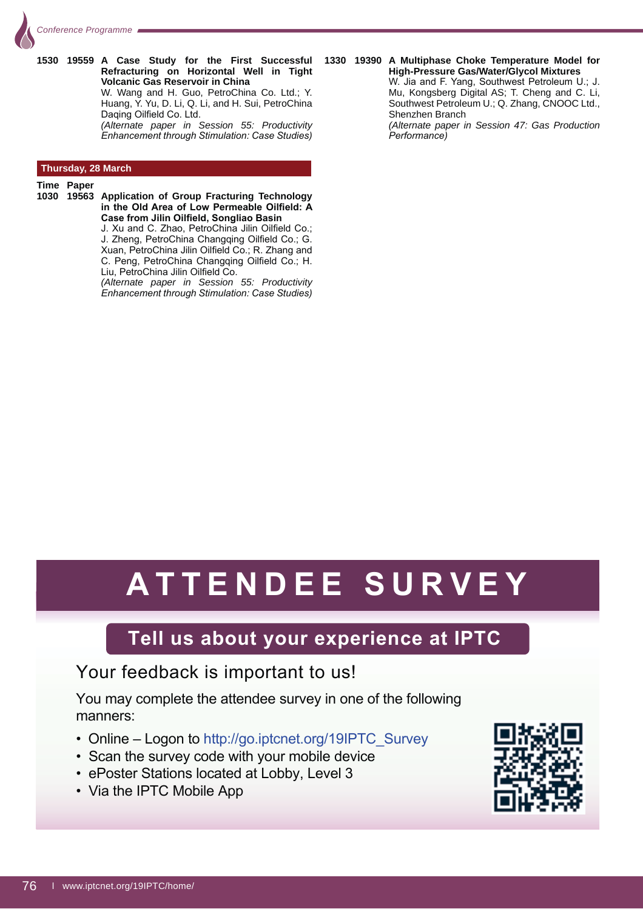**1530 19559 A Case Study for the First Successful Refracturing on Horizontal Well in Tight Volcanic Gas Reservoir in China**
W. Wang and H. Guo, PetroChina Co. Ltd.; Y. Huang, Y. Yu, D. Li, Q. Li, and H. Sui, PetroChina Daqing Oilfield Co. Ltd.
*(Alternate paper in Session 55: Productivity Enhancement through Stimulation: Case Studies)*

## Thursday, 28 March

**Time Paper**

**1030 19563 Application of Group Fracturing Technology in the Old Area of Low Permeable Oilfield: A Case from Jilin Oilfield, Songliao Basin**
J. Xu and C. Zhao, PetroChina Jilin Oilfield Co.; J. Zheng, PetroChina Changqing Oilfield Co.; G. Xuan, PetroChina Jilin Oilfield Co.; R. Zhang and C. Peng, PetroChina Changqing Oilfield Co.; H. Liu, PetroChina Jilin Oilfield Co.
*(Alternate paper in Session 55: Productivity Enhancement through Stimulation: Case Studies)*

**1330 19390 A Multiphase Choke Temperature Model for High-Pressure Gas/Water/Glycol Mixtures**
W. Jia and F. Yang, Southwest Petroleum U.; J. Mu, Kongsberg Digital AS; T. Cheng and C. Li, Southwest Petroleum U.; Q. Zhang, CNOOC Ltd., Shenzhen Branch
*(Alternate paper in Session 47: Gas Production Performance)*

# ATTENDEE SURVEY

## Tell us about your experience at IPTC

Your feedback is important to us!

You may complete the attendee survey in one of the following manners:

- Online – Logon to http://go.iptcnet.org/19IPTC_Survey
- Scan the survey code with your mobile device
- ePoster Stations located at Lobby, Level 3
- Via the IPTC Mobile App